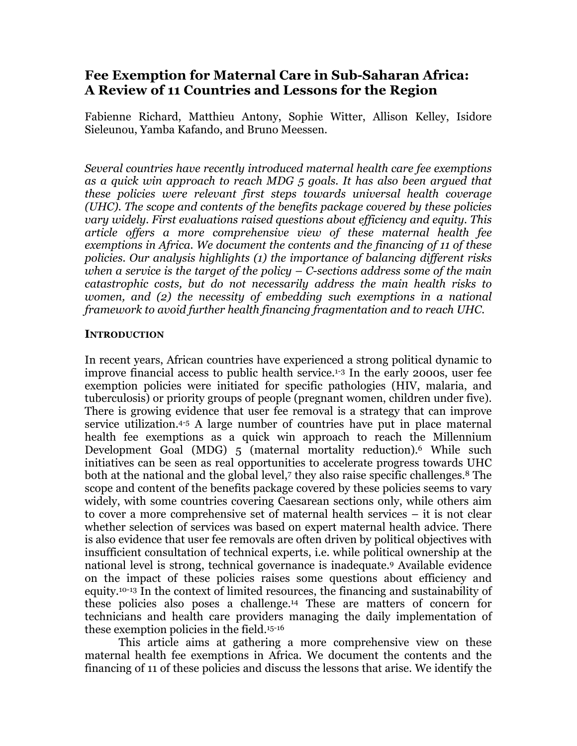# Fee Exemption for Maternal Care in Sub-Saharan Africa: A Review of 11 Countries and Lessons for the Region

Fabienne Richard, Matthieu Antony, Sophie Witter, Allison Kelley, Isidore Sieleunou, Yamba Kafando, and Bruno Meessen.

*Several countries have recently introduced maternal health care fee exemptions as a quick win approach to reach MDG 5 goals. It has also been argued that these policies were relevant first steps towards universal health coverage (UHC). The scope and contents of the benefits package covered by these policies vary widely. First evaluations raised questions about efficiency and equity. This article offers a more comprehensive view of these maternal health fee exemptions in Africa. We document the contents and the financing of 11 of these policies. Our analysis highlights (1) the importance of balancing different risks when a service is the target of the policy – C-sections address some of the main catastrophic costs, but do not necessarily address the main health risks to women, and (2) the necessity of embedding such exemptions in a national framework to avoid further health financing fragmentation and to reach UHC.*

## INTRODUCTION

In recent years, African countries have experienced a strong political dynamic to improve financial access to public health service.[1-3] In the early 2000s, user fee exemption policies were initiated for specific pathologies (HIV, malaria, and tuberculosis) or priority groups of people (pregnant women, children under five). There is growing evidence that user fee removal is a strategy that can improve service utilization.[4-5] A large number of countries have put in place maternal health fee exemptions as a quick win approach to reach the Millennium Development Goal (MDG) 5 (maternal mortality reduction).[6] While such initiatives can be seen as real opportunities to accelerate progress towards UHC both at the national and the global level,[7] they also raise specific challenges.[8] The scope and content of the benefits package covered by these policies seems to vary widely, with some countries covering Caesarean sections only, while others aim to cover a more comprehensive set of maternal health services – it is not clear whether selection of services was based on expert maternal health advice. There is also evidence that user fee removals are often driven by political objectives with insufficient consultation of technical experts, i.e. while political ownership at the national level is strong, technical governance is inadequate.[9] Available evidence on the impact of these policies raises some questions about efficiency and equity.[10-13] In the context of limited resources, the financing and sustainability of these policies also poses a challenge.[14] These are matters of concern for technicians and health care providers managing the daily implementation of these exemption policies in the field.[15-16]

This article aims at gathering a more comprehensive view on these maternal health fee exemptions in Africa. We document the contents and the financing of 11 of these policies and discuss the lessons that arise. We identify the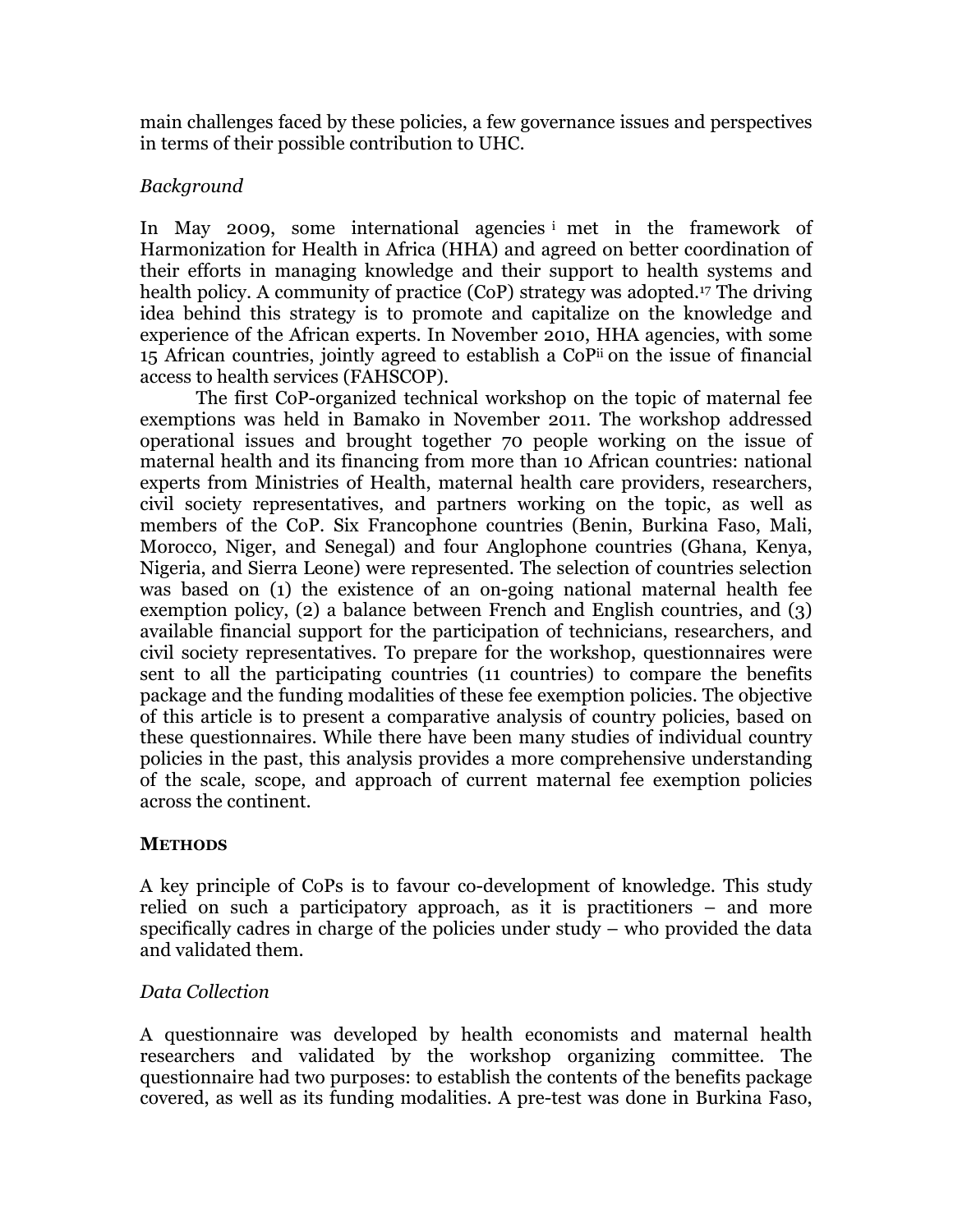main challenges faced by these policies, a few governance issues and perspectives in terms of their possible contribution to UHC.

*Background*

In May 2009, some international agencies [i] met in the framework of Harmonization for Health in Africa (HHA) and agreed on better coordination of their efforts in managing knowledge and their support to health systems and health policy. A community of practice (CoP) strategy was adopted.[17] The driving idea behind this strategy is to promote and capitalize on the knowledge and experience of the African experts. In November 2010, HHA agencies, with some 15 African countries, jointly agreed to establish a CoP[ii] on the issue of financial access to health services (FAHSCOP).

The first CoP-organized technical workshop on the topic of maternal fee exemptions was held in Bamako in November 2011. The workshop addressed operational issues and brought together 70 people working on the issue of maternal health and its financing from more than 10 African countries: national experts from Ministries of Health, maternal health care providers, researchers, civil society representatives, and partners working on the topic, as well as members of the CoP. Six Francophone countries (Benin, Burkina Faso, Mali, Morocco, Niger, and Senegal) and four Anglophone countries (Ghana, Kenya, Nigeria, and Sierra Leone) were represented. The selection of countries selection was based on (1) the existence of an on-going national maternal health fee exemption policy, (2) a balance between French and English countries, and (3) available financial support for the participation of technicians, researchers, and civil society representatives. To prepare for the workshop, questionnaires were sent to all the participating countries (11 countries) to compare the benefits package and the funding modalities of these fee exemption policies. The objective of this article is to present a comparative analysis of country policies, based on these questionnaires. While there have been many studies of individual country policies in the past, this analysis provides a more comprehensive understanding of the scale, scope, and approach of current maternal fee exemption policies across the continent.

## METHODS

A key principle of CoPs is to favour co-development of knowledge. This study relied on such a participatory approach, as it is practitioners – and more specifically cadres in charge of the policies under study – who provided the data and validated them.

*Data Collection*

A questionnaire was developed by health economists and maternal health researchers and validated by the workshop organizing committee. The questionnaire had two purposes: to establish the contents of the benefits package covered, as well as its funding modalities. A pre-test was done in Burkina Faso,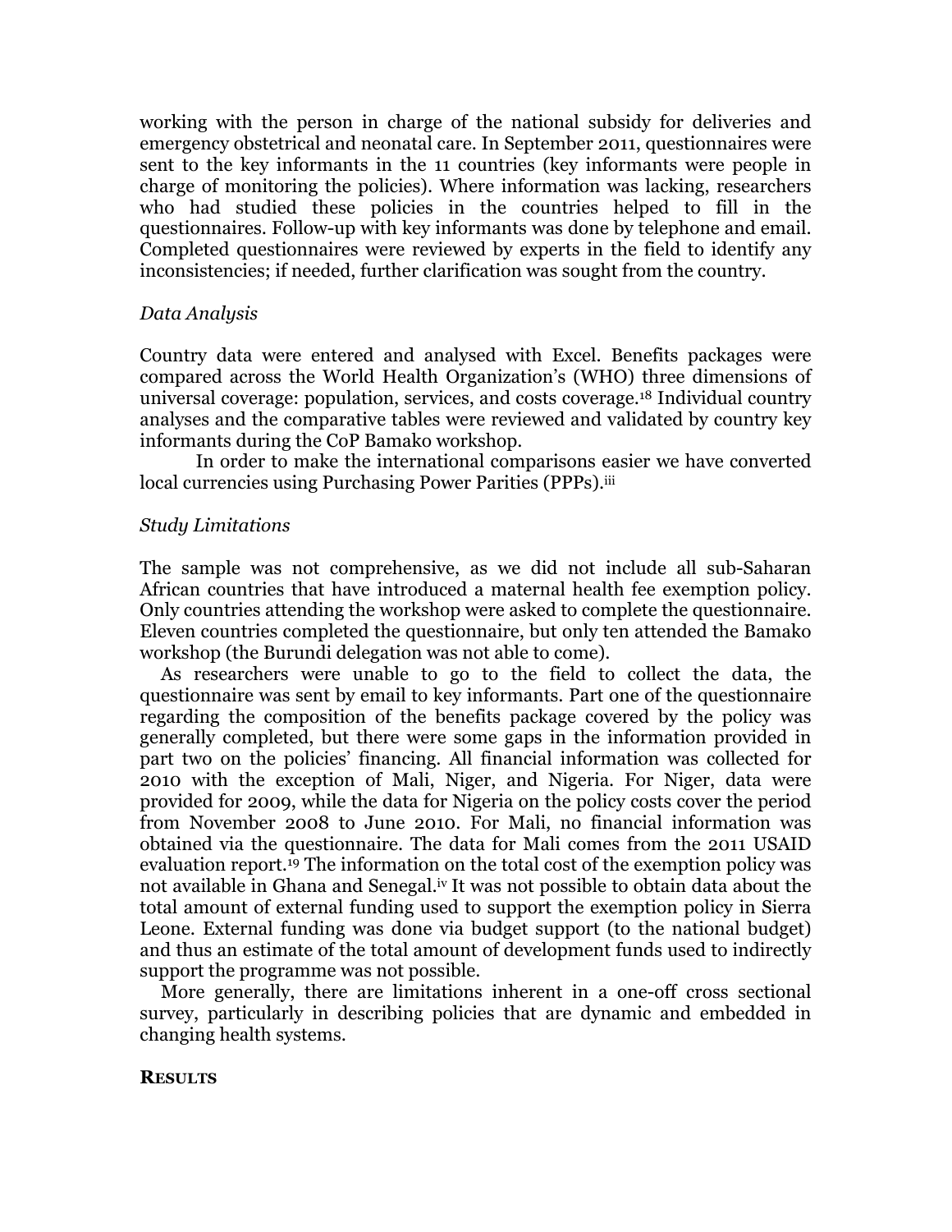working with the person in charge of the national subsidy for deliveries and emergency obstetrical and neonatal care. In September 2011, questionnaires were sent to the key informants in the 11 countries (key informants were people in charge of monitoring the policies). Where information was lacking, researchers who had studied these policies in the countries helped to fill in the questionnaires. Follow-up with key informants was done by telephone and email. Completed questionnaires were reviewed by experts in the field to identify any inconsistencies; if needed, further clarification was sought from the country.

*Data Analysis*

Country data were entered and analysed with Excel. Benefits packages were compared across the World Health Organization's (WHO) three dimensions of universal coverage: population, services, and costs coverage.[18] Individual country analyses and the comparative tables were reviewed and validated by country key informants during the CoP Bamako workshop.

In order to make the international comparisons easier we have converted local currencies using Purchasing Power Parities (PPPs).[iii]

*Study Limitations*

The sample was not comprehensive, as we did not include all sub-Saharan African countries that have introduced a maternal health fee exemption policy. Only countries attending the workshop were asked to complete the questionnaire. Eleven countries completed the questionnaire, but only ten attended the Bamako workshop (the Burundi delegation was not able to come).

As researchers were unable to go to the field to collect the data, the questionnaire was sent by email to key informants. Part one of the questionnaire regarding the composition of the benefits package covered by the policy was generally completed, but there were some gaps in the information provided in part two on the policies' financing. All financial information was collected for 2010 with the exception of Mali, Niger, and Nigeria. For Niger, data were provided for 2009, while the data for Nigeria on the policy costs cover the period from November 2008 to June 2010. For Mali, no financial information was obtained via the questionnaire. The data for Mali comes from the 2011 USAID evaluation report.[19] The information on the total cost of the exemption policy was not available in Ghana and Senegal.[iv] It was not possible to obtain data about the total amount of external funding used to support the exemption policy in Sierra Leone. External funding was done via budget support (to the national budget) and thus an estimate of the total amount of development funds used to indirectly support the programme was not possible.

More generally, there are limitations inherent in a one-off cross sectional survey, particularly in describing policies that are dynamic and embedded in changing health systems.

**RESULTS**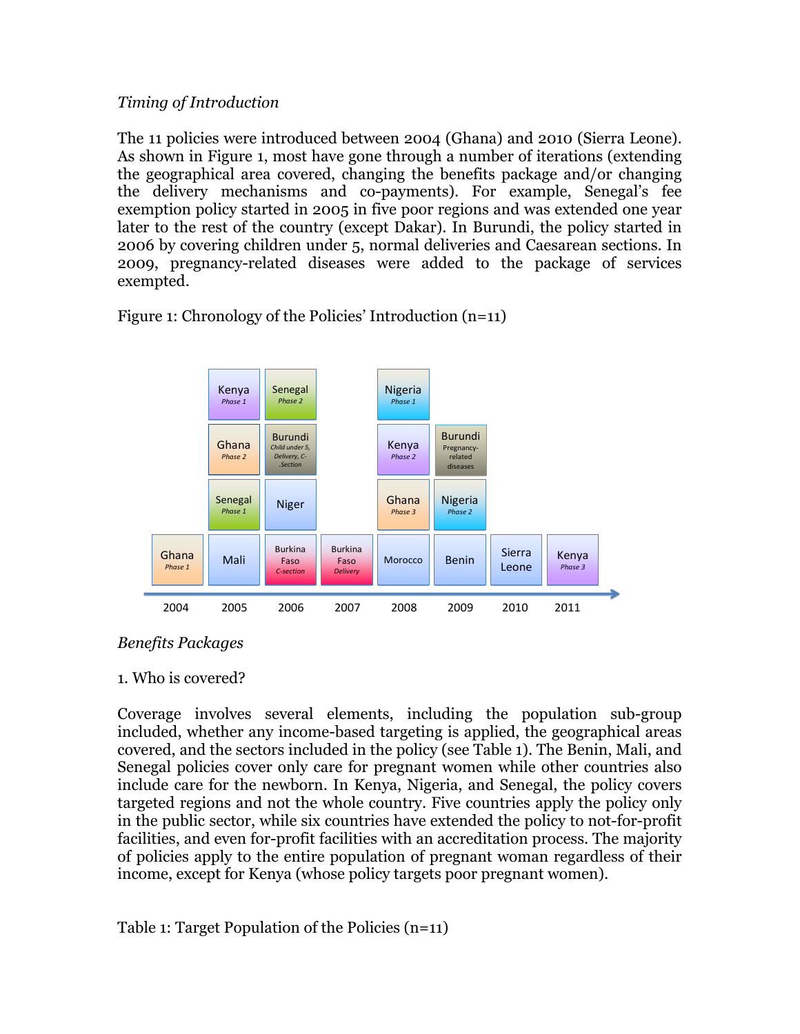*Timing of Introduction*

The 11 policies were introduced between 2004 (Ghana) and 2010 (Sierra Leone). As shown in Figure 1, most have gone through a number of iterations (extending the geographical area covered, changing the benefits package and/or changing the delivery mechanisms and co-payments). For example, Senegal's fee exemption policy started in 2005 in five poor regions and was extended one year later to the rest of the country (except Dakar). In Burundi, the policy started in 2006 by covering children under 5, normal deliveries and Caesarean sections. In 2009, pregnancy-related diseases were added to the package of services exempted.

Figure 1: Chronology of the Policies' Introduction (n=11)

| 2004 | 2005 | 2006 | 2007 | 2008 | 2009 | 2010 | 2011 |
|---|---|---|---|---|---|---|---|
| Ghana *Phase 1* | Mali | Burkina Faso *C-section* | Burkina Faso *Delivery* | Morocco | Benin | Sierra Leone | Kenya *Phase 3* |
| | Senegal *Phase 1* | Niger | | Ghana *Phase 3* | Nigeria *Phase 2* | | |
| | Ghana *Phase 2* | Burundi *Child under 5, Delivery, C-Section* | | Kenya *Phase 2* | Burundi Pregnancy-related diseases | | |
| | Kenya *Phase 1* | Senegal *Phase 2* | | Nigeria *Phase 1* | | | |

*Benefits Packages*

1. Who is covered?

Coverage involves several elements, including the population sub-group included, whether any income-based targeting is applied, the geographical areas covered, and the sectors included in the policy (see Table 1). The Benin, Mali, and Senegal policies cover only care for pregnant women while other countries also include care for the newborn. In Kenya, Nigeria, and Senegal, the policy covers targeted regions and not the whole country. Five countries apply the policy only in the public sector, while six countries have extended the policy to not-for-profit facilities, and even for-profit facilities with an accreditation process. The majority of policies apply to the entire population of pregnant woman regardless of their income, except for Kenya (whose policy targets poor pregnant women).

Table 1: Target Population of the Policies (n=11)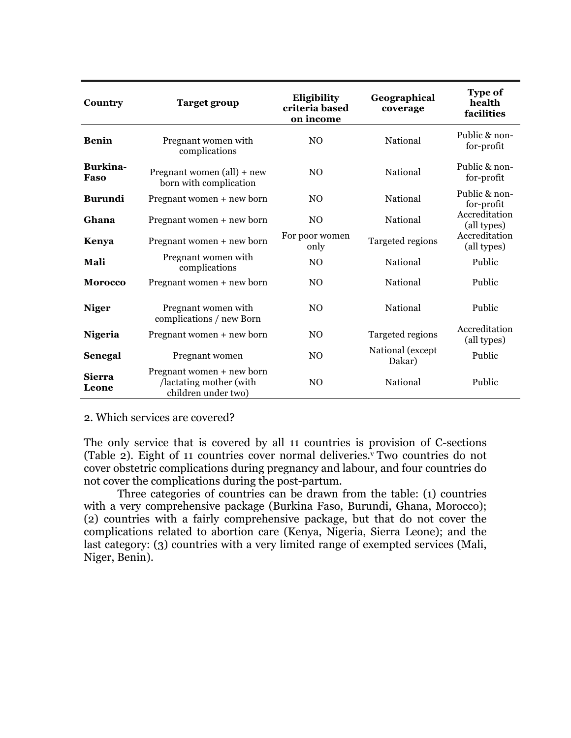| Country | Target group | Eligibility criteria based on income | Geographical coverage | Type of health facilities |
|---|---|---|---|---|
| **Benin** | Pregnant women with complications | NO | National | Public & non-for-profit |
| **Burkina-Faso** | Pregnant women (all) + new born with complication | NO | National | Public & non-for-profit |
| **Burundi** | Pregnant women + new born | NO | National | Public & non-for-profit |
| **Ghana** | Pregnant women + new born | NO | National | Accreditation (all types) |
| **Kenya** | Pregnant women + new born | For poor women only | Targeted regions | Accreditation (all types) |
| **Mali** | Pregnant women with complications | NO | National | Public |
| **Morocco** | Pregnant women + new born | NO | National | Public |
| **Niger** | Pregnant women with complications / new Born | NO | National | Public |
| **Nigeria** | Pregnant women + new born | NO | Targeted regions | Accreditation (all types) |
| **Senegal** | Pregnant women | NO | National (except Dakar) | Public |
| **Sierra Leone** | Pregnant women + new born /lactating mother (with children under two) | NO | National | Public |

2. Which services are covered?

The only service that is covered by all 11 countries is provision of C-sections (Table 2). Eight of 11 countries cover normal deliveries.[v] Two countries do not cover obstetric complications during pregnancy and labour, and four countries do not cover the complications during the post-partum.

Three categories of countries can be drawn from the table: (1) countries with a very comprehensive package (Burkina Faso, Burundi, Ghana, Morocco); (2) countries with a fairly comprehensive package, but that do not cover the complications related to abortion care (Kenya, Nigeria, Sierra Leone); and the last category: (3) countries with a very limited range of exempted services (Mali, Niger, Benin).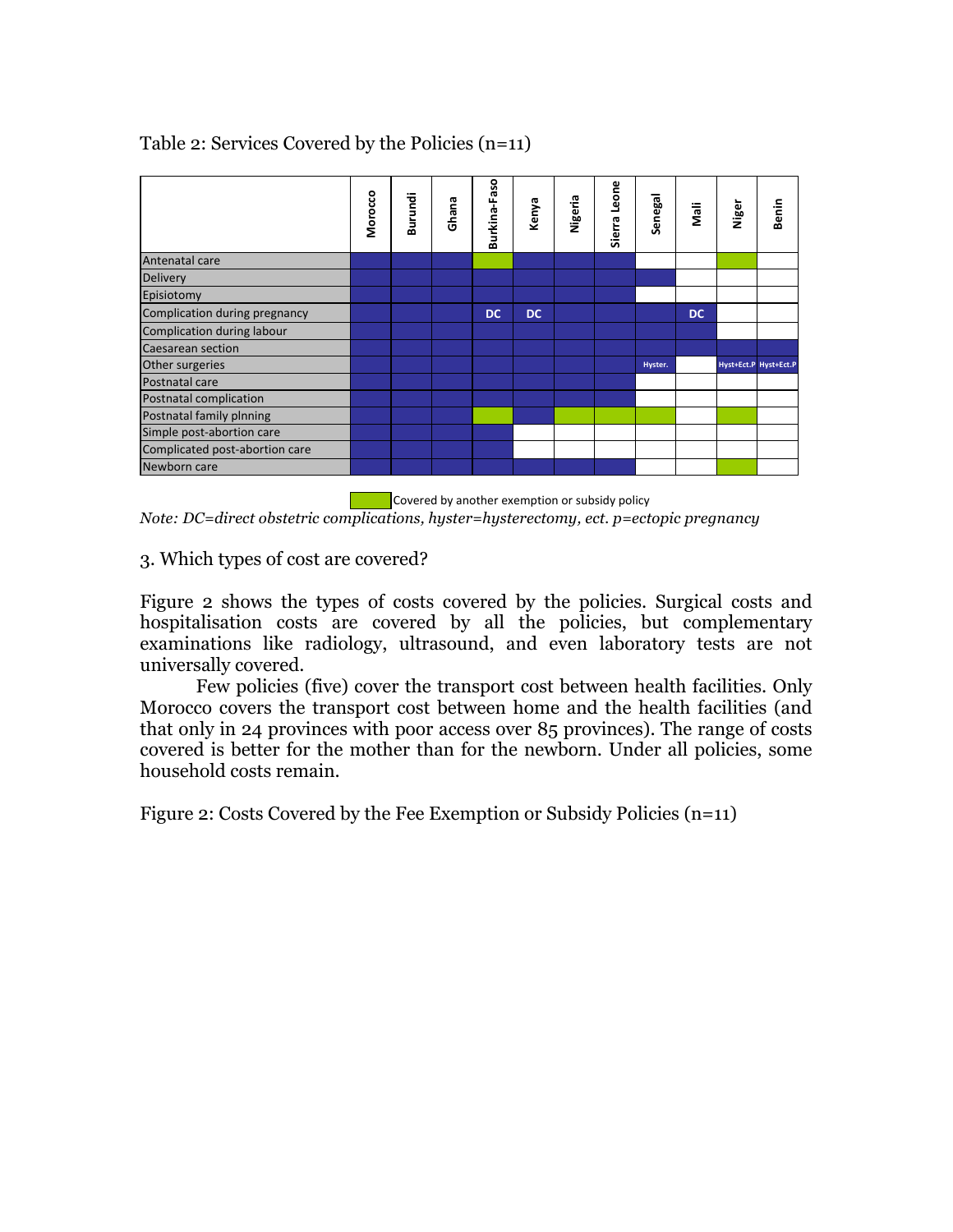Table 2: Services Covered by the Policies (n=11)

| | Morocco | Burundi | Ghana | Burkina-Faso | Kenya | Nigeria | Sierra Leone | Senegal | Mali | Niger | Benin |
|---|---|---|---|---|---|---|---|---|---|---|---|
| Antenatal care | ■ | ■ | ■ | □ | ■ | ■ | ■ | | | □ | |
| Delivery | ■ | ■ | ■ | ■ | ■ | ■ | ■ | ■ | | | |
| Episiotomy | ■ | ■ | ■ | ■ | ■ | ■ | ■ | | | | |
| Complication during pregnancy | ■ | ■ | ■ | DC | DC | ■ | ■ | ■ | DC | | |
| Complication during labour | ■ | ■ | ■ | ■ | ■ | ■ | ■ | ■ | ■ | | |
| Caesarean section | ■ | ■ | ■ | ■ | ■ | ■ | ■ | ■ | ■ | ■ | ■ |
| Other surgeries | ■ | ■ | ■ | ■ | ■ | ■ | ■ | Hyster. | | Hyst+Ect.P | Hyst+Ect.P |
| Postnatal care | ■ | ■ | ■ | ■ | ■ | ■ | ■ | | | | |
| Postnatal complication | ■ | ■ | ■ | ■ | ■ | ■ | ■ | | | | |
| Postnatal family plnning | ■ | ■ | ■ | □ | ■ | □ | □ | □ | | □ | |
| Simple post-abortion care | ■ | ■ | ■ | ■ | | | | | | | |
| Complicated post-abortion care | ■ | ■ | ■ | ■ | | | | | | | |
| Newborn care | ■ | ■ | ■ | ■ | ■ | ■ | ■ | | | □ | |

■ = covered by the policy (dark cell); □ = Covered by another exemption or subsidy policy (green cell); empty = not covered

*Note: DC=direct obstetric complications, hyster=hysterectomy, ect. p=ectopic pregnancy*

3. Which types of cost are covered?

Figure 2 shows the types of costs covered by the policies. Surgical costs and hospitalisation costs are covered by all the policies, but complementary examinations like radiology, ultrasound, and even laboratory tests are not universally covered.

Few policies (five) cover the transport cost between health facilities. Only Morocco covers the transport cost between home and the health facilities (and that only in 24 provinces with poor access over 85 provinces). The range of costs covered is better for the mother than for the newborn. Under all policies, some household costs remain.

Figure 2: Costs Covered by the Fee Exemption or Subsidy Policies (n=11)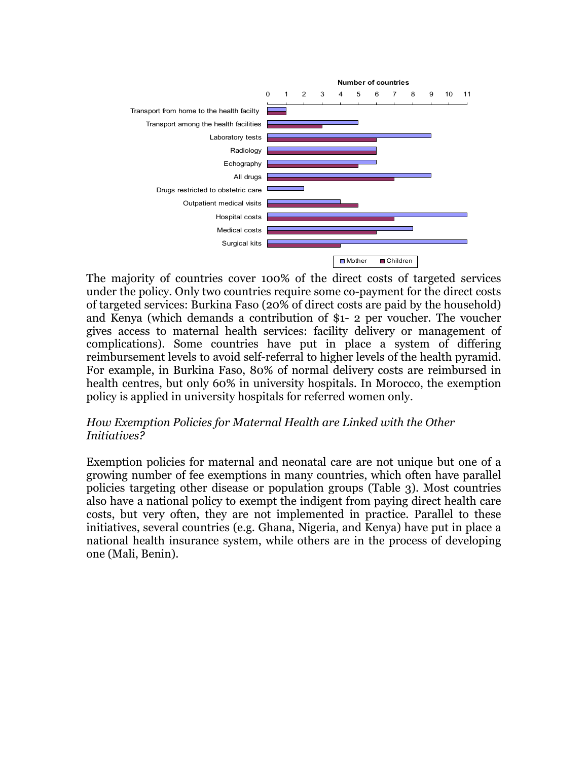| Number of countries | Mother | Children |
|---|---|---|
| Transport from home to the health facilty | 1 | 1 |
| Transport among the health facilities | 5 | 3 |
| Laboratory tests | 9 | 6 |
| Radiology | 6 | 6 |
| Echography | 6 | 5 |
| All drugs | 9 | 7 |
| Drugs restricted to obstetric care | 2 | |
| Outpatient medical visits | 4 | 5 |
| Hospital costs | 11 | 7 |
| Medical costs | 8 | 6 |
| Surgical kits | 11 | 4 |

The majority of countries cover 100% of the direct costs of targeted services under the policy. Only two countries require some co-payment for the direct costs of targeted services: Burkina Faso (20% of direct costs are paid by the household) and Kenya (which demands a contribution of $1- 2 per voucher. The voucher gives access to maternal health services: facility delivery or management of complications). Some countries have put in place a system of differing reimbursement levels to avoid self-referral to higher levels of the health pyramid. For example, in Burkina Faso, 80% of normal delivery costs are reimbursed in health centres, but only 60% in university hospitals. In Morocco, the exemption policy is applied in university hospitals for referred women only.

*How Exemption Policies for Maternal Health are Linked with the Other Initiatives?*

Exemption policies for maternal and neonatal care are not unique but one of a growing number of fee exemptions in many countries, which often have parallel policies targeting other disease or population groups (Table 3). Most countries also have a national policy to exempt the indigent from paying direct health care costs, but very often, they are not implemented in practice. Parallel to these initiatives, several countries (e.g. Ghana, Nigeria, and Kenya) have put in place a national health insurance system, while others are in the process of developing one (Mali, Benin).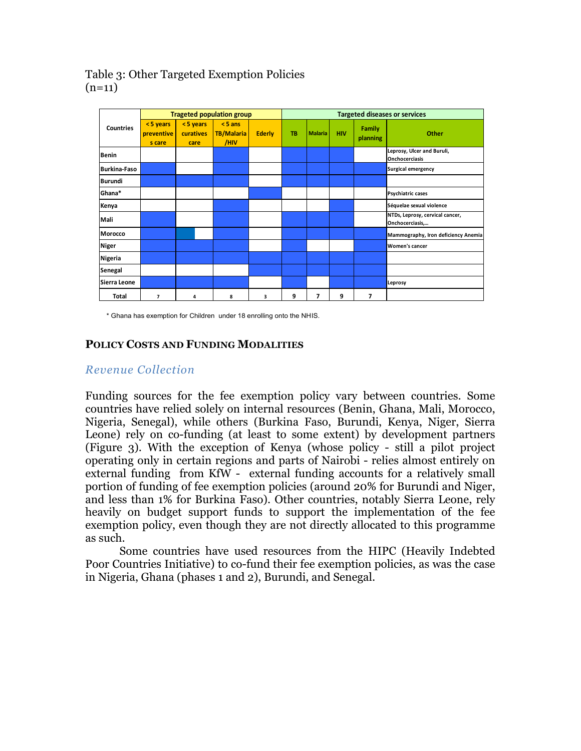Table 3: Other Targeted Exemption Policies
(n=11)

| Countries | Trageted population group | | | | Targeted diseases or services | | | | |
|---|---|---|---|---|---|---|---|---|---|
| | < 5 years preventives care | < 5 years curatives care | < 5 ans TB/Malaria /HIV | Ederly | TB | Malaria | HIV | Family planning | Other |
| Benin | | | X | | X | X | X | | Leprosy, Ulcer and Buruli, Onchocerciasis |
| Burkina-Faso | X | X | X | | X | X | X | X | Surgical emergency |
| Burundi | X | X | X | | X | X | X | X | |
| Ghana* | | | | X | | | | | Psychiatric cases |
| Kenya | | | X | | | | X | | Séquelae sexual violence |
| Mali | X | | X | | X | X | X | | NTDs, Leprosy, cervical cancer, Onchocerciasis,… |
| Morocco | X | X (partial) | X | | X | X | X | X | Mammography, Iron deficiency Anemia |
| Niger | X | X | X | | X | | | X | Women's cancer |
| Nigeria | X | X | X | X | X | X | X | X | |
| Senegal | | | | X | X | X | X | X | |
| Sierra Leone | X | X | X | | X | | X | X | Leprosy |
| Total | 7 | 4 | 8 | 3 | 9 | 7 | 9 | 7 | |

\* Ghana has exemption for Children under 18 enrolling onto the NHIS.

## Policy Costs and Funding Modalities

### *Revenue Collection*

Funding sources for the fee exemption policy vary between countries. Some countries have relied solely on internal resources (Benin, Ghana, Mali, Morocco, Nigeria, Senegal), while others (Burkina Faso, Burundi, Kenya, Niger, Sierra Leone) rely on co-funding (at least to some extent) by development partners (Figure 3). With the exception of Kenya (whose policy - still a pilot project operating only in certain regions and parts of Nairobi - relies almost entirely on external funding from KfW - external funding accounts for a relatively small portion of funding of fee exemption policies (around 20% for Burundi and Niger, and less than 1% for Burkina Faso). Other countries, notably Sierra Leone, rely heavily on budget support funds to support the implementation of the fee exemption policy, even though they are not directly allocated to this programme as such.

Some countries have used resources from the HIPC (Heavily Indebted Poor Countries Initiative) to co-fund their fee exemption policies, as was the case in Nigeria, Ghana (phases 1 and 2), Burundi, and Senegal.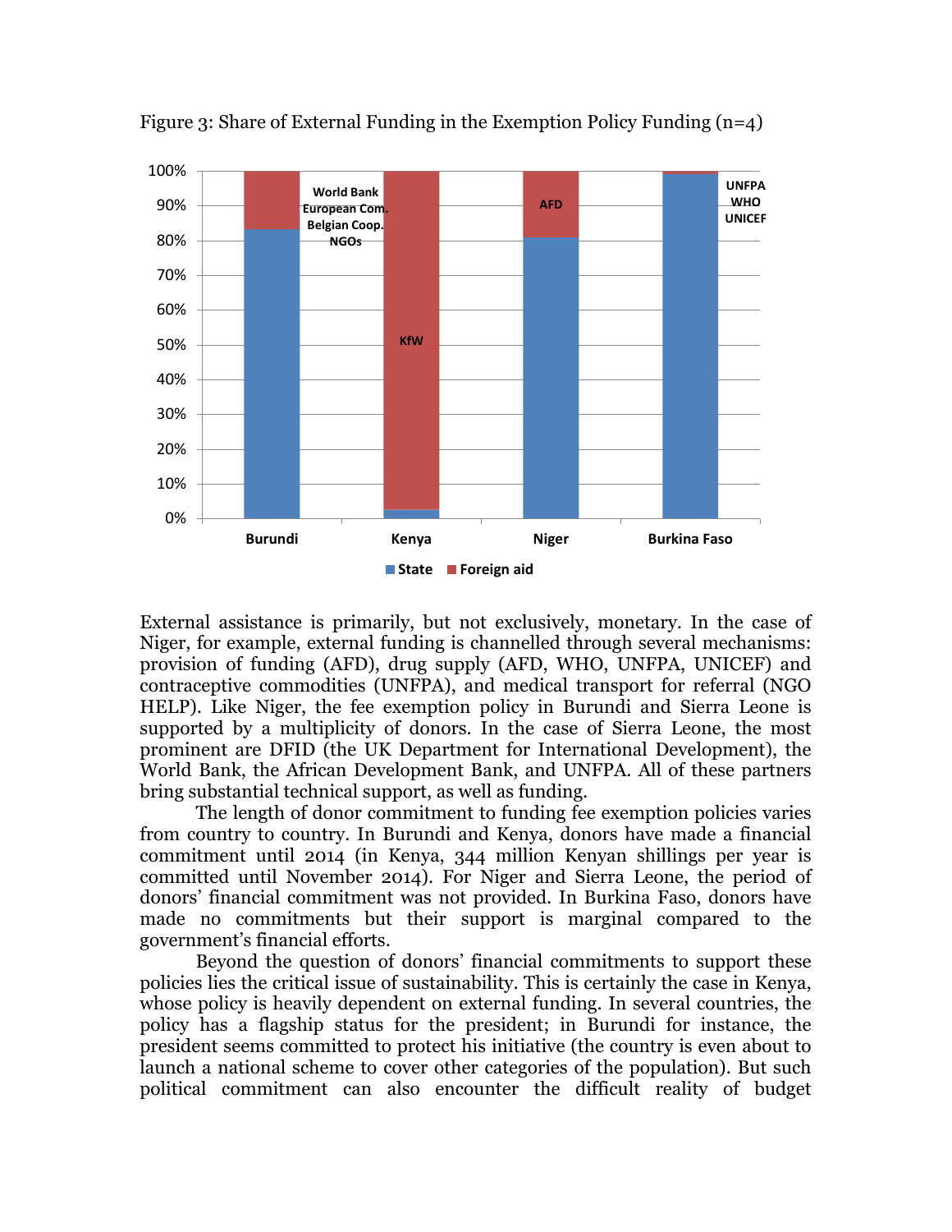Figure 3: Share of External Funding in the Exemption Policy Funding (n=4)

External assistance is primarily, but not exclusively, monetary. In the case of Niger, for example, external funding is channelled through several mechanisms: provision of funding (AFD), drug supply (AFD, WHO, UNFPA, UNICEF) and contraceptive commodities (UNFPA), and medical transport for referral (NGO HELP). Like Niger, the fee exemption policy in Burundi and Sierra Leone is supported by a multiplicity of donors. In the case of Sierra Leone, the most prominent are DFID (the UK Department for International Development), the World Bank, the African Development Bank, and UNFPA. All of these partners bring substantial technical support, as well as funding.

The length of donor commitment to funding fee exemption policies varies from country to country. In Burundi and Kenya, donors have made a financial commitment until 2014 (in Kenya, 344 million Kenyan shillings per year is committed until November 2014). For Niger and Sierra Leone, the period of donors' financial commitment was not provided. In Burkina Faso, donors have made no commitments but their support is marginal compared to the government's financial efforts.

Beyond the question of donors' financial commitments to support these policies lies the critical issue of sustainability. This is certainly the case in Kenya, whose policy is heavily dependent on external funding. In several countries, the policy has a flagship status for the president; in Burundi for instance, the president seems committed to protect his initiative (the country is even about to launch a national scheme to cover other categories of the population). But such political commitment can also encounter the difficult reality of budget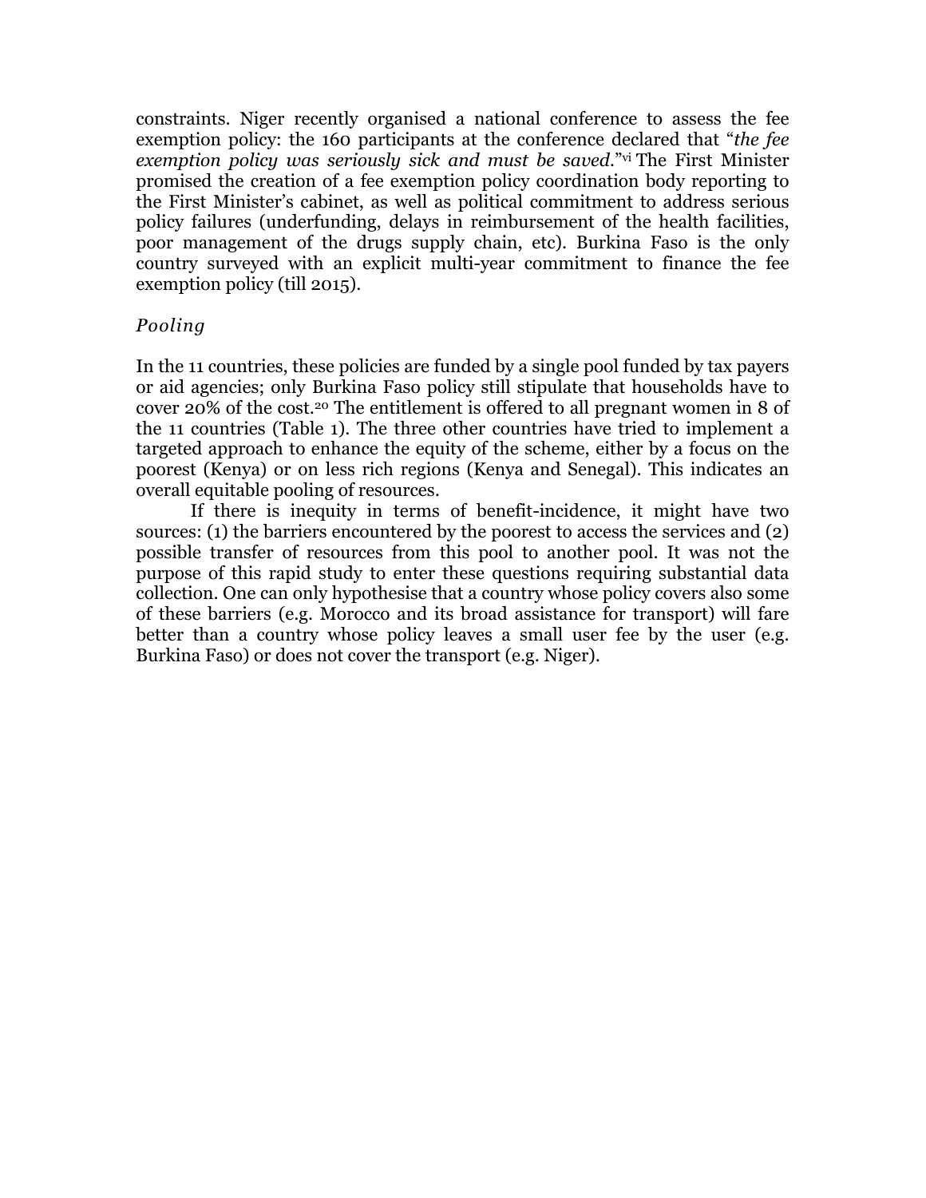constraints. Niger recently organised a national conference to assess the fee exemption policy: the 160 participants at the conference declared that "*the fee exemption policy was seriously sick and must be saved*."[vi] The First Minister promised the creation of a fee exemption policy coordination body reporting to the First Minister's cabinet, as well as political commitment to address serious policy failures (underfunding, delays in reimbursement of the health facilities, poor management of the drugs supply chain, etc). Burkina Faso is the only country surveyed with an explicit multi-year commitment to finance the fee exemption policy (till 2015).

### *Pooling*

In the 11 countries, these policies are funded by a single pool funded by tax payers or aid agencies; only Burkina Faso policy still stipulate that households have to cover 20% of the cost.[20] The entitlement is offered to all pregnant women in 8 of the 11 countries (Table 1). The three other countries have tried to implement a targeted approach to enhance the equity of the scheme, either by a focus on the poorest (Kenya) or on less rich regions (Kenya and Senegal). This indicates an overall equitable pooling of resources.

If there is inequity in terms of benefit-incidence, it might have two sources: (1) the barriers encountered by the poorest to access the services and (2) possible transfer of resources from this pool to another pool. It was not the purpose of this rapid study to enter these questions requiring substantial data collection. One can only hypothesise that a country whose policy covers also some of these barriers (e.g. Morocco and its broad assistance for transport) will fare better than a country whose policy leaves a small user fee by the user (e.g. Burkina Faso) or does not cover the transport (e.g. Niger).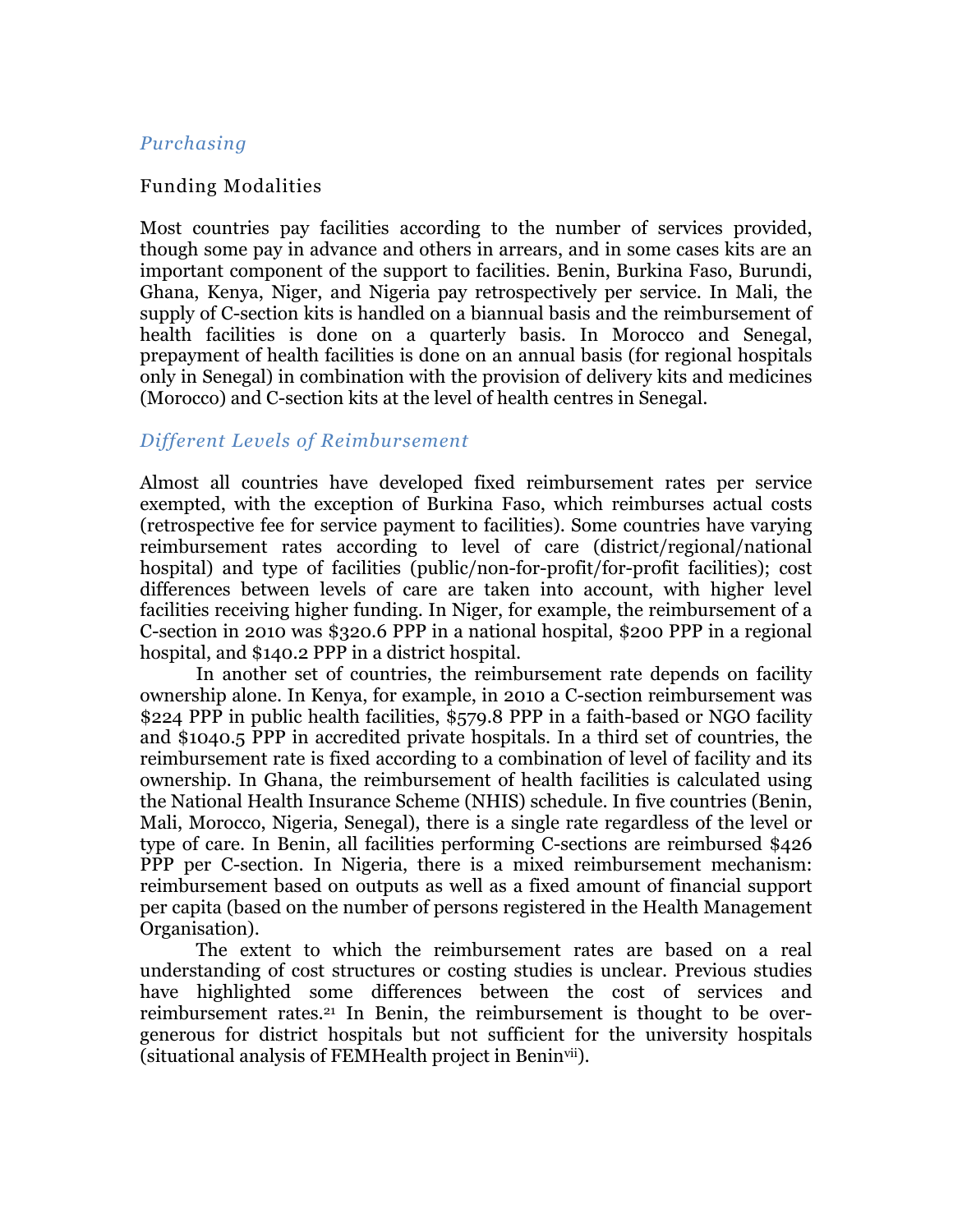### *Purchasing*

#### Funding Modalities

Most countries pay facilities according to the number of services provided, though some pay in advance and others in arrears, and in some cases kits are an important component of the support to facilities. Benin, Burkina Faso, Burundi, Ghana, Kenya, Niger, and Nigeria pay retrospectively per service. In Mali, the supply of C-section kits is handled on a biannual basis and the reimbursement of health facilities is done on a quarterly basis. In Morocco and Senegal, prepayment of health facilities is done on an annual basis (for regional hospitals only in Senegal) in combination with the provision of delivery kits and medicines (Morocco) and C-section kits at the level of health centres in Senegal.

### *Different Levels of Reimbursement*

Almost all countries have developed fixed reimbursement rates per service exempted, with the exception of Burkina Faso, which reimburses actual costs (retrospective fee for service payment to facilities). Some countries have varying reimbursement rates according to level of care (district/regional/national hospital) and type of facilities (public/non-for-profit/for-profit facilities); cost differences between levels of care are taken into account, with higher level facilities receiving higher funding. In Niger, for example, the reimbursement of a C-section in 2010 was $320.6 PPP in a national hospital, $200 PPP in a regional hospital, and $140.2 PPP in a district hospital.

In another set of countries, the reimbursement rate depends on facility ownership alone. In Kenya, for example, in 2010 a C-section reimbursement was $224 PPP in public health facilities, $579.8 PPP in a faith-based or NGO facility and $1040.5 PPP in accredited private hospitals. In a third set of countries, the reimbursement rate is fixed according to a combination of level of facility and its ownership. In Ghana, the reimbursement of health facilities is calculated using the National Health Insurance Scheme (NHIS) schedule. In five countries (Benin, Mali, Morocco, Nigeria, Senegal), there is a single rate regardless of the level or type of care. In Benin, all facilities performing C-sections are reimbursed $426 PPP per C-section. In Nigeria, there is a mixed reimbursement mechanism: reimbursement based on outputs as well as a fixed amount of financial support per capita (based on the number of persons registered in the Health Management Organisation).

The extent to which the reimbursement rates are based on a real understanding of cost structures or costing studies is unclear. Previous studies have highlighted some differences between the cost of services and reimbursement rates.[21] In Benin, the reimbursement is thought to be over-generous for district hospitals but not sufficient for the university hospitals (situational analysis of FEMHealth project in Benin[vii]).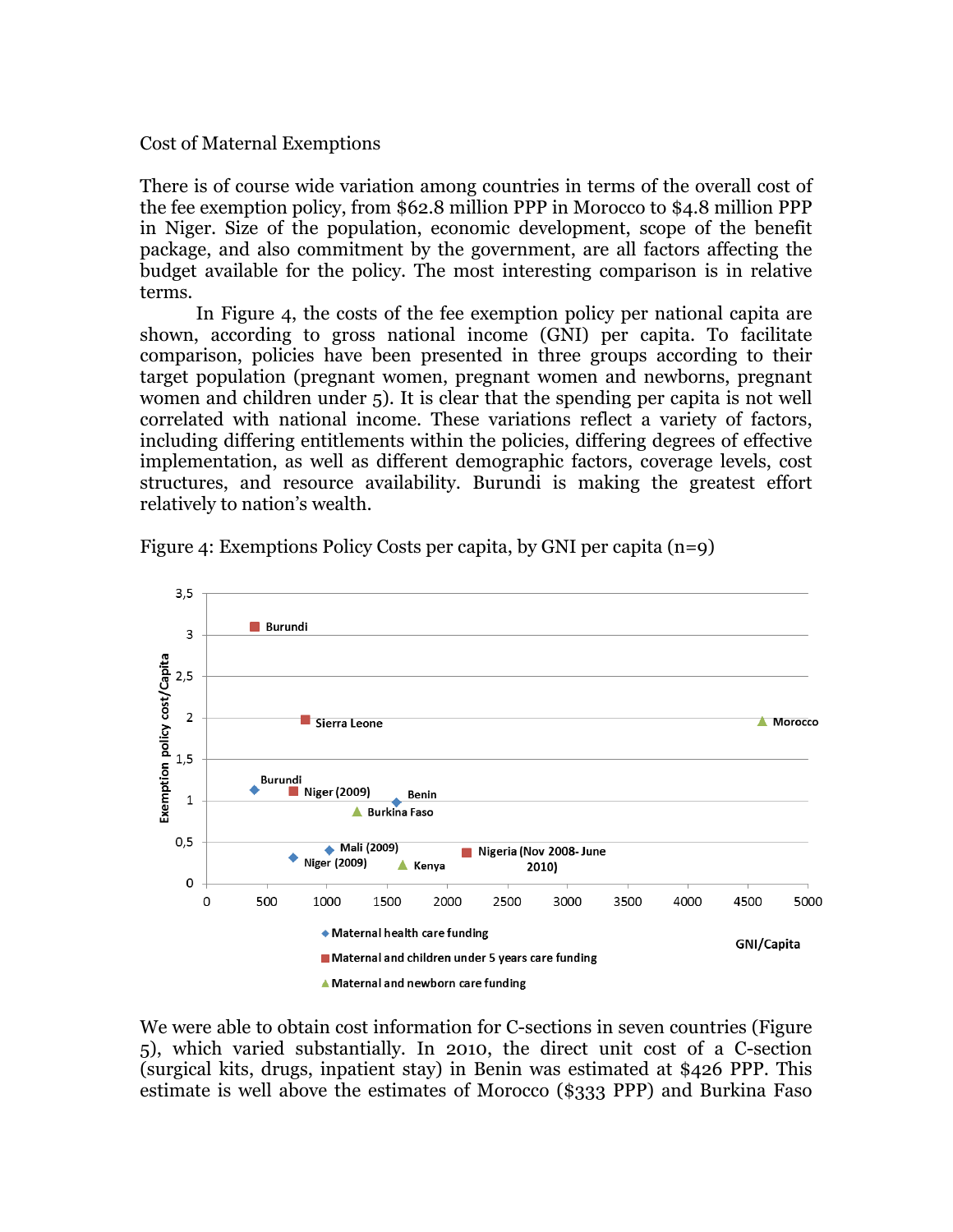Cost of Maternal Exemptions

There is of course wide variation among countries in terms of the overall cost of the fee exemption policy, from $62.8 million PPP in Morocco to $4.8 million PPP in Niger. Size of the population, economic development, scope of the benefit package, and also commitment by the government, are all factors affecting the budget available for the policy. The most interesting comparison is in relative terms.

In Figure 4, the costs of the fee exemption policy per national capita are shown, according to gross national income (GNI) per capita. To facilitate comparison, policies have been presented in three groups according to their target population (pregnant women, pregnant women and newborns, pregnant women and children under 5). It is clear that the spending per capita is not well correlated with national income. These variations reflect a variety of factors, including differing entitlements within the policies, differing degrees of effective implementation, as well as different demographic factors, coverage levels, cost structures, and resource availability. Burundi is making the greatest effort relatively to nation's wealth.

Figure 4: Exemptions Policy Costs per capita, by GNI per capita (n=9)

We were able to obtain cost information for C-sections in seven countries (Figure 5), which varied substantially. In 2010, the direct unit cost of a C-section (surgical kits, drugs, inpatient stay) in Benin was estimated at $426 PPP. This estimate is well above the estimates of Morocco ($333 PPP) and Burkina Faso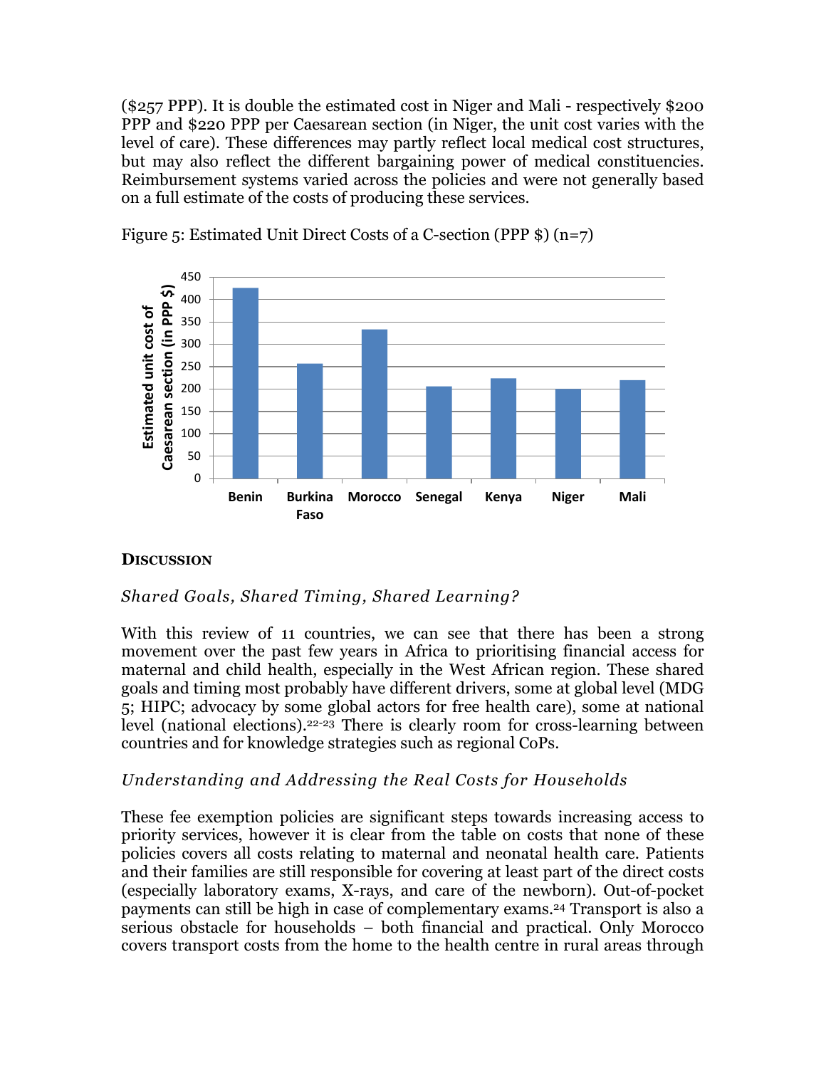($257 PPP). It is double the estimated cost in Niger and Mali - respectively $200 PPP and $220 PPP per Caesarean section (in Niger, the unit cost varies with the level of care). These differences may partly reflect local medical cost structures, but may also reflect the different bargaining power of medical constituencies. Reimbursement systems varied across the policies and were not generally based on a full estimate of the costs of producing these services.

Figure 5: Estimated Unit Direct Costs of a C-section (PPP $) (n=7)

## Discussion

### *Shared Goals, Shared Timing, Shared Learning?*

With this review of 11 countries, we can see that there has been a strong movement over the past few years in Africa to prioritising financial access for maternal and child health, especially in the West African region. These shared goals and timing most probably have different drivers, some at global level (MDG 5; HIPC; advocacy by some global actors for free health care), some at national level (national elections).[22-23] There is clearly room for cross-learning between countries and for knowledge strategies such as regional CoPs.

### *Understanding and Addressing the Real Costs for Households*

These fee exemption policies are significant steps towards increasing access to priority services, however it is clear from the table on costs that none of these policies covers all costs relating to maternal and neonatal health care. Patients and their families are still responsible for covering at least part of the direct costs (especially laboratory exams, X-rays, and care of the newborn). Out-of-pocket payments can still be high in case of complementary exams.[24] Transport is also a serious obstacle for households – both financial and practical. Only Morocco covers transport costs from the home to the health centre in rural areas through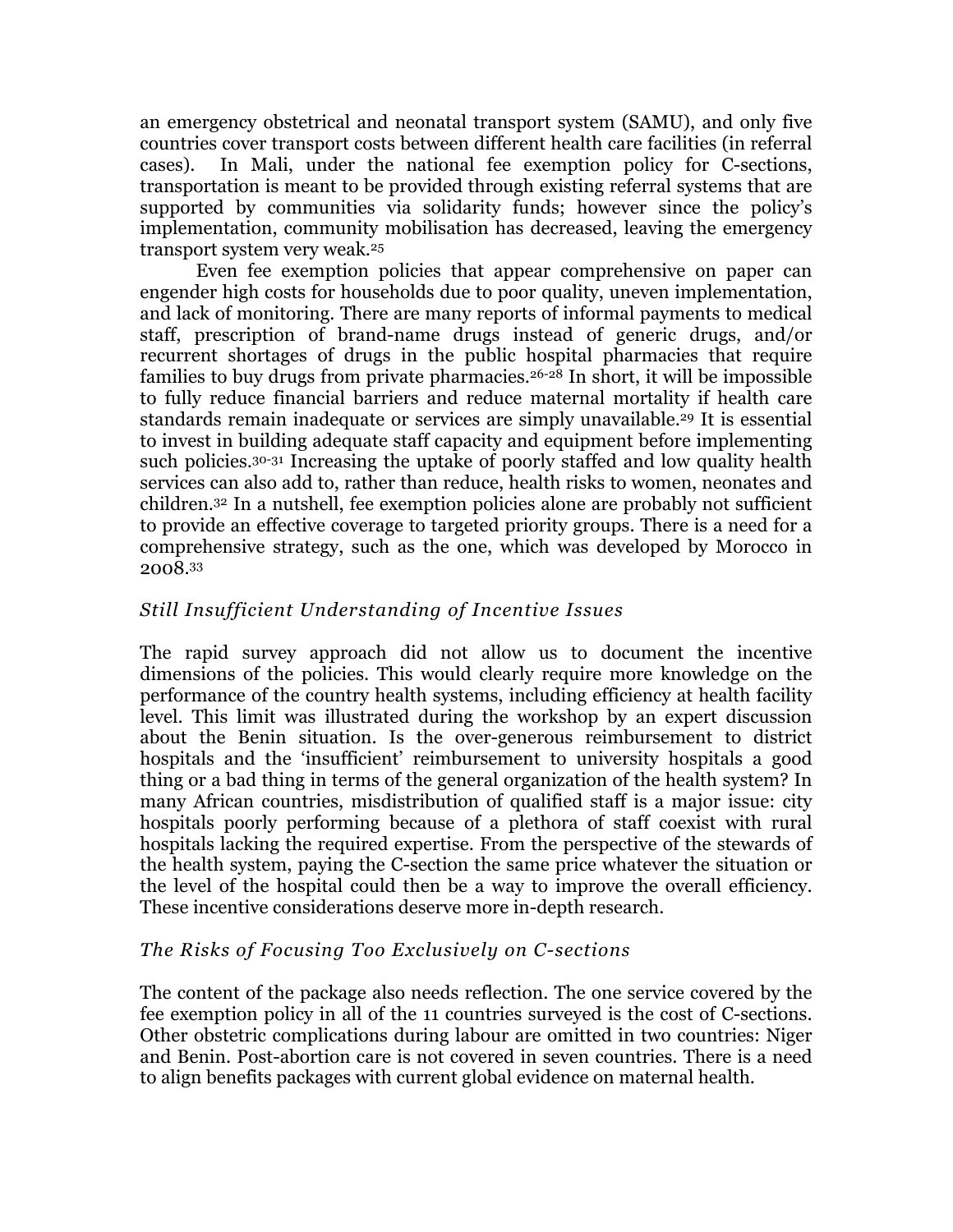an emergency obstetrical and neonatal transport system (SAMU), and only five countries cover transport costs between different health care facilities (in referral cases). In Mali, under the national fee exemption policy for C-sections, transportation is meant to be provided through existing referral systems that are supported by communities via solidarity funds; however since the policy's implementation, community mobilisation has decreased, leaving the emergency transport system very weak.[25]

Even fee exemption policies that appear comprehensive on paper can engender high costs for households due to poor quality, uneven implementation, and lack of monitoring. There are many reports of informal payments to medical staff, prescription of brand-name drugs instead of generic drugs, and/or recurrent shortages of drugs in the public hospital pharmacies that require families to buy drugs from private pharmacies.[26-28] In short, it will be impossible to fully reduce financial barriers and reduce maternal mortality if health care standards remain inadequate or services are simply unavailable.[29] It is essential to invest in building adequate staff capacity and equipment before implementing such policies.[30-31] Increasing the uptake of poorly staffed and low quality health services can also add to, rather than reduce, health risks to women, neonates and children.[32] In a nutshell, fee exemption policies alone are probably not sufficient to provide an effective coverage to targeted priority groups. There is a need for a comprehensive strategy, such as the one, which was developed by Morocco in 2008.[33]

### *Still Insufficient Understanding of Incentive Issues*

The rapid survey approach did not allow us to document the incentive dimensions of the policies. This would clearly require more knowledge on the performance of the country health systems, including efficiency at health facility level. This limit was illustrated during the workshop by an expert discussion about the Benin situation. Is the over-generous reimbursement to district hospitals and the 'insufficient' reimbursement to university hospitals a good thing or a bad thing in terms of the general organization of the health system? In many African countries, misdistribution of qualified staff is a major issue: city hospitals poorly performing because of a plethora of staff coexist with rural hospitals lacking the required expertise. From the perspective of the stewards of the health system, paying the C-section the same price whatever the situation or the level of the hospital could then be a way to improve the overall efficiency. These incentive considerations deserve more in-depth research.

### *The Risks of Focusing Too Exclusively on C-sections*

The content of the package also needs reflection. The one service covered by the fee exemption policy in all of the 11 countries surveyed is the cost of C-sections. Other obstetric complications during labour are omitted in two countries: Niger and Benin. Post-abortion care is not covered in seven countries. There is a need to align benefits packages with current global evidence on maternal health.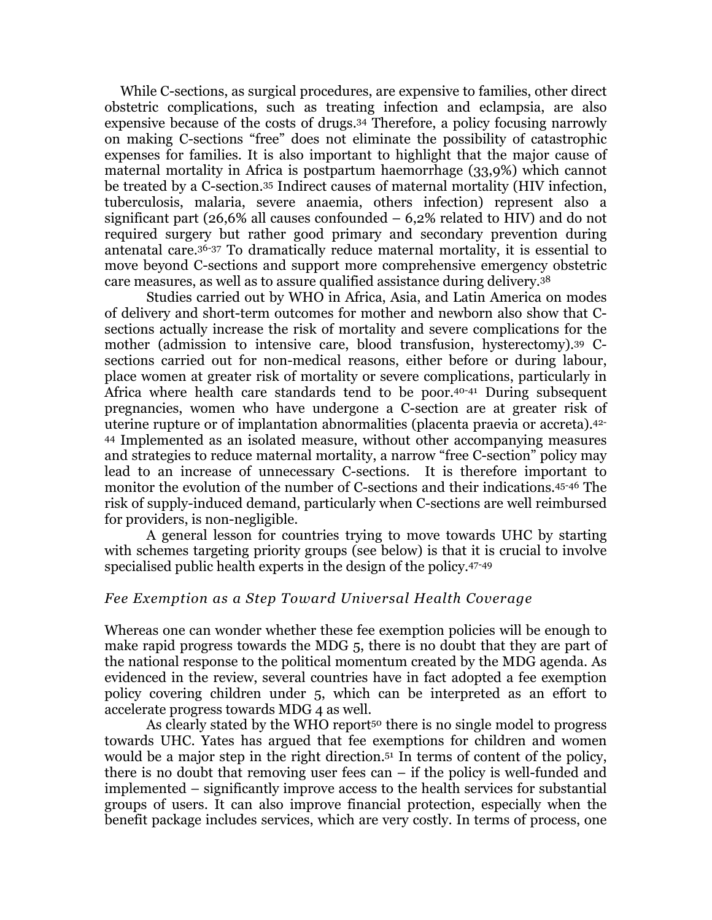While C-sections, as surgical procedures, are expensive to families, other direct obstetric complications, such as treating infection and eclampsia, are also expensive because of the costs of drugs.[34] Therefore, a policy focusing narrowly on making C-sections "free" does not eliminate the possibility of catastrophic expenses for families. It is also important to highlight that the major cause of maternal mortality in Africa is postpartum haemorrhage (33,9%) which cannot be treated by a C-section.[35] Indirect causes of maternal mortality (HIV infection, tuberculosis, malaria, severe anaemia, others infection) represent also a significant part (26,6% all causes confounded – 6,2% related to HIV) and do not required surgery but rather good primary and secondary prevention during antenatal care.[36-37] To dramatically reduce maternal mortality, it is essential to move beyond C-sections and support more comprehensive emergency obstetric care measures, as well as to assure qualified assistance during delivery.[38]

Studies carried out by WHO in Africa, Asia, and Latin America on modes of delivery and short-term outcomes for mother and newborn also show that C-sections actually increase the risk of mortality and severe complications for the mother (admission to intensive care, blood transfusion, hysterectomy).[39] C-sections carried out for non-medical reasons, either before or during labour, place women at greater risk of mortality or severe complications, particularly in Africa where health care standards tend to be poor.[40-41] During subsequent pregnancies, women who have undergone a C-section are at greater risk of uterine rupture or of implantation abnormalities (placenta praevia or accreta).[42-44] Implemented as an isolated measure, without other accompanying measures and strategies to reduce maternal mortality, a narrow "free C-section" policy may lead to an increase of unnecessary C-sections. It is therefore important to monitor the evolution of the number of C-sections and their indications.[45-46] The risk of supply-induced demand, particularly when C-sections are well reimbursed for providers, is non-negligible.

A general lesson for countries trying to move towards UHC by starting with schemes targeting priority groups (see below) is that it is crucial to involve specialised public health experts in the design of the policy.[47-49]

### *Fee Exemption as a Step Toward Universal Health Coverage*

Whereas one can wonder whether these fee exemption policies will be enough to make rapid progress towards the MDG 5, there is no doubt that they are part of the national response to the political momentum created by the MDG agenda. As evidenced in the review, several countries have in fact adopted a fee exemption policy covering children under 5, which can be interpreted as an effort to accelerate progress towards MDG 4 as well.

As clearly stated by the WHO report[50] there is no single model to progress towards UHC. Yates has argued that fee exemptions for children and women would be a major step in the right direction.[51] In terms of content of the policy, there is no doubt that removing user fees can – if the policy is well-funded and implemented – significantly improve access to the health services for substantial groups of users. It can also improve financial protection, especially when the benefit package includes services, which are very costly. In terms of process, one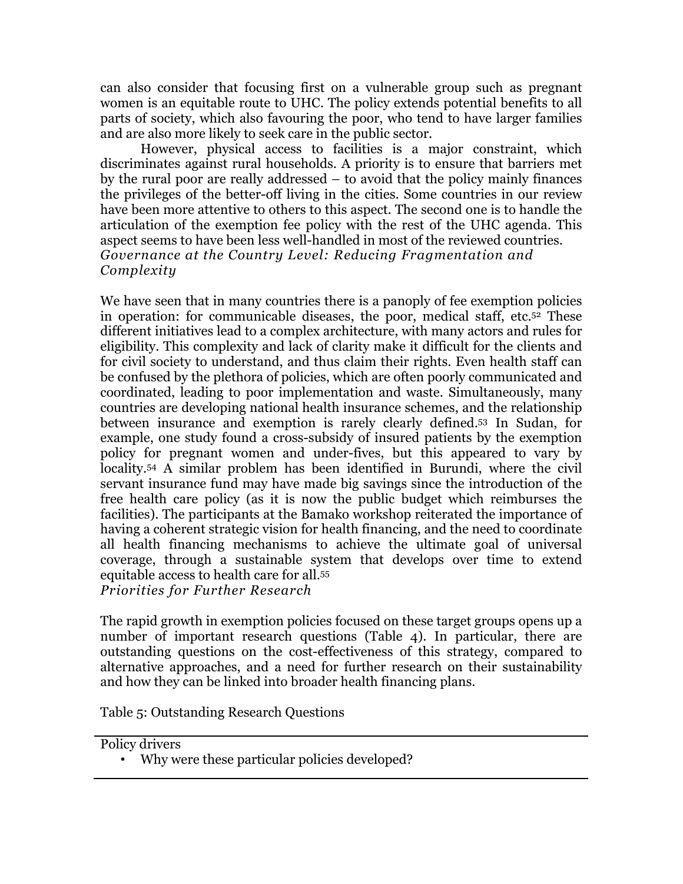can also consider that focusing first on a vulnerable group such as pregnant women is an equitable route to UHC. The policy extends potential benefits to all parts of society, which also favouring the poor, who tend to have larger families and are also more likely to seek care in the public sector.

However, physical access to facilities is a major constraint, which discriminates against rural households. A priority is to ensure that barriers met by the rural poor are really addressed – to avoid that the policy mainly finances the privileges of the better-off living in the cities. Some countries in our review have been more attentive to others to this aspect. The second one is to handle the articulation of the exemption fee policy with the rest of the UHC agenda. This aspect seems to have been less well-handled in most of the reviewed countries.

*Governance at the Country Level: Reducing Fragmentation and Complexity*

We have seen that in many countries there is a panoply of fee exemption policies in operation: for communicable diseases, the poor, medical staff, etc.[52] These different initiatives lead to a complex architecture, with many actors and rules for eligibility. This complexity and lack of clarity make it difficult for the clients and for civil society to understand, and thus claim their rights. Even health staff can be confused by the plethora of policies, which are often poorly communicated and coordinated, leading to poor implementation and waste. Simultaneously, many countries are developing national health insurance schemes, and the relationship between insurance and exemption is rarely clearly defined.[53] In Sudan, for example, one study found a cross-subsidy of insured patients by the exemption policy for pregnant women and under-fives, but this appeared to vary by locality.[54] A similar problem has been identified in Burundi, where the civil servant insurance fund may have made big savings since the introduction of the free health care policy (as it is now the public budget which reimburses the facilities). The participants at the Bamako workshop reiterated the importance of having a coherent strategic vision for health financing, and the need to coordinate all health financing mechanisms to achieve the ultimate goal of universal coverage, through a sustainable system that develops over time to extend equitable access to health care for all.[55]

*Priorities for Further Research*

The rapid growth in exemption policies focused on these target groups opens up a number of important research questions (Table 4). In particular, there are outstanding questions on the cost-effectiveness of this strategy, compared to alternative approaches, and a need for further research on their sustainability and how they can be linked into broader health financing plans.

Table 5: Outstanding Research Questions

| Policy drivers |
|---|
| • Why were these particular policies developed? |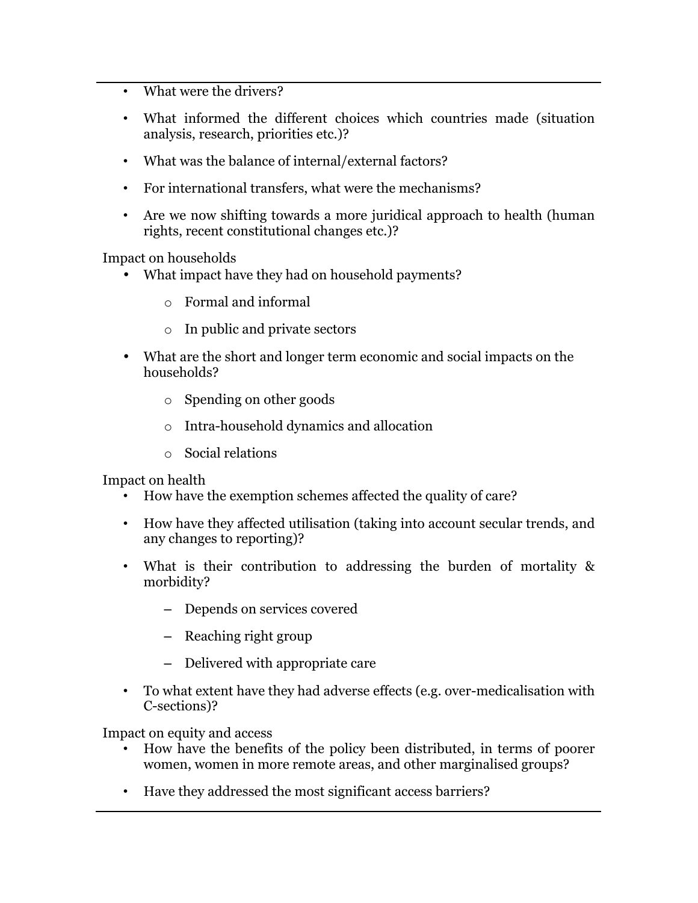- What were the drivers?
- What informed the different choices which countries made (situation analysis, research, priorities etc.)?
- What was the balance of internal/external factors?
- For international transfers, what were the mechanisms?
- Are we now shifting towards a more juridical approach to health (human rights, recent constitutional changes etc.)?

Impact on households

- What impact have they had on household payments?
  - Formal and informal
  - In public and private sectors
- What are the short and longer term economic and social impacts on the households?
  - Spending on other goods
  - Intra-household dynamics and allocation
  - Social relations

Impact on health

- How have the exemption schemes affected the quality of care?
- How have they affected utilisation (taking into account secular trends, and any changes to reporting)?
- What is their contribution to addressing the burden of mortality & morbidity?
  - Depends on services covered
  - Reaching right group
  - Delivered with appropriate care
- To what extent have they had adverse effects (e.g. over-medicalisation with C-sections)?

Impact on equity and access

- How have the benefits of the policy been distributed, in terms of poorer women, women in more remote areas, and other marginalised groups?
- Have they addressed the most significant access barriers?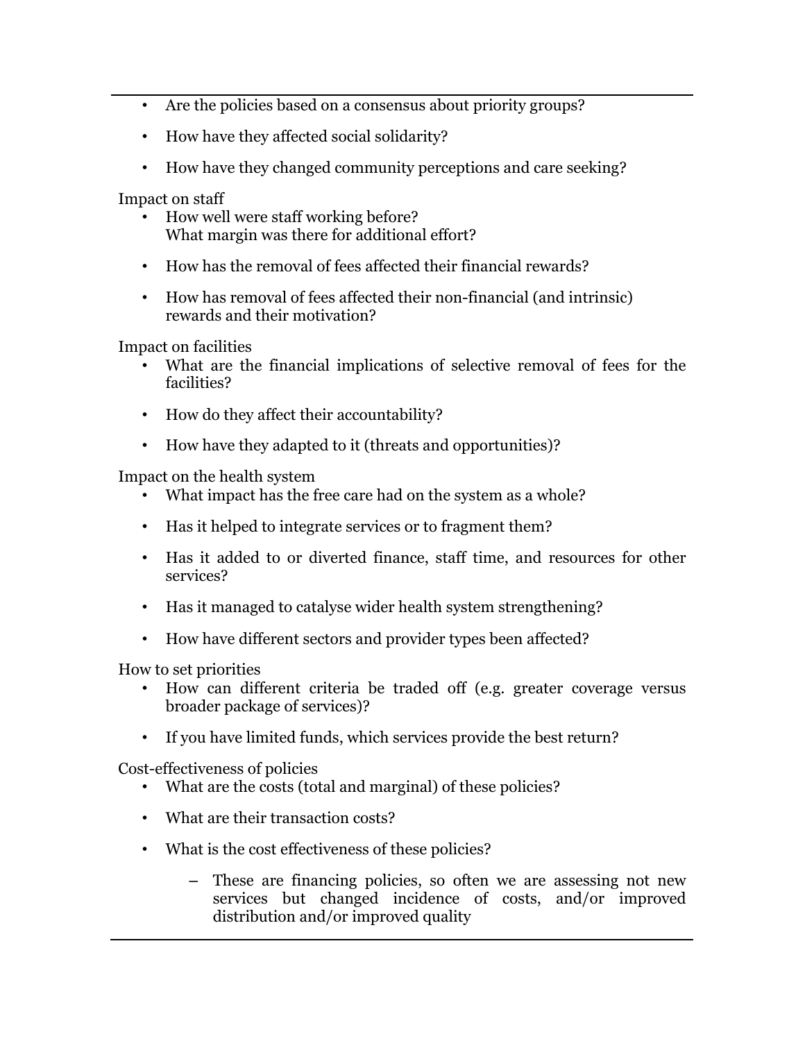- Are the policies based on a consensus about priority groups?
- How have they affected social solidarity?
- How have they changed community perceptions and care seeking?

Impact on staff

- How well were staff working before?  
  What margin was there for additional effort?
- How has the removal of fees affected their financial rewards?
- How has removal of fees affected their non-financial (and intrinsic) rewards and their motivation?

Impact on facilities

- What are the financial implications of selective removal of fees for the facilities?
- How do they affect their accountability?
- How have they adapted to it (threats and opportunities)?

Impact on the health system

- What impact has the free care had on the system as a whole?
- Has it helped to integrate services or to fragment them?
- Has it added to or diverted finance, staff time, and resources for other services?
- Has it managed to catalyse wider health system strengthening?
- How have different sectors and provider types been affected?

How to set priorities

- How can different criteria be traded off (e.g. greater coverage versus broader package of services)?
- If you have limited funds, which services provide the best return?

Cost-effectiveness of policies

- What are the costs (total and marginal) of these policies?
- What are their transaction costs?
- What is the cost effectiveness of these policies?
  - These are financing policies, so often we are assessing not new services but changed incidence of costs, and/or improved distribution and/or improved quality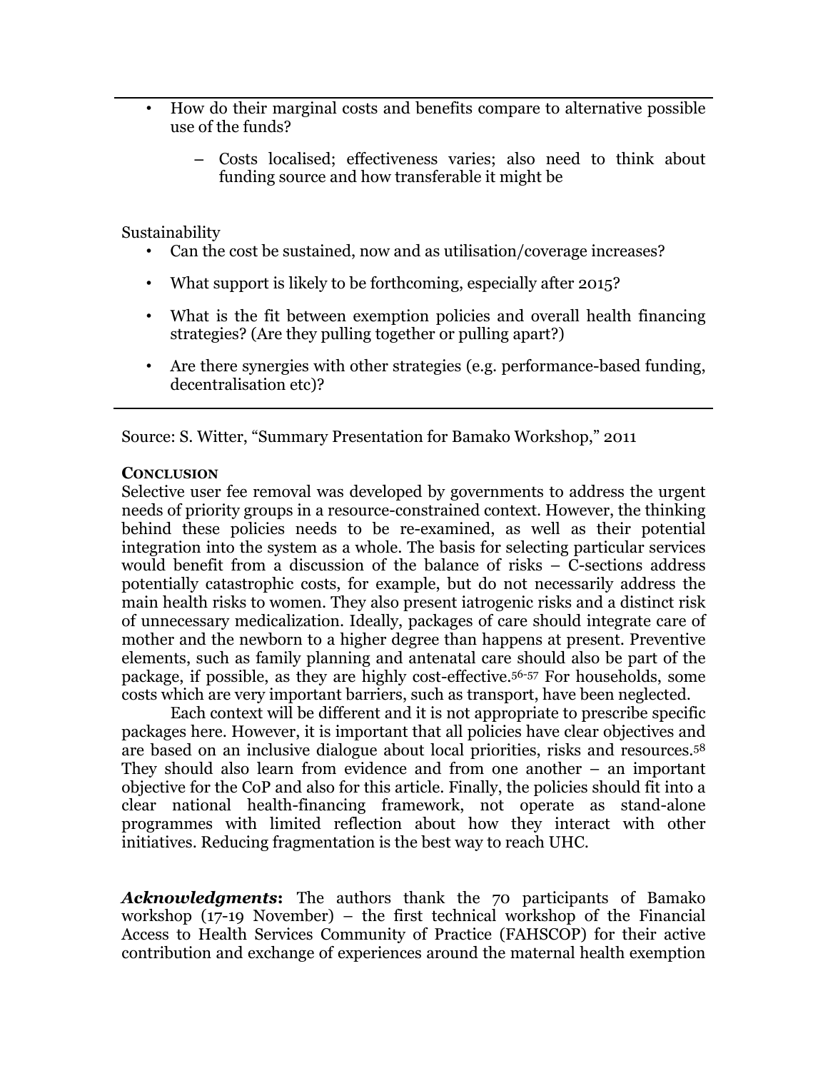- How do their marginal costs and benefits compare to alternative possible use of the funds?
  - Costs localised; effectiveness varies; also need to think about funding source and how transferable it might be

Sustainability

- Can the cost be sustained, now and as utilisation/coverage increases?
- What support is likely to be forthcoming, especially after 2015?
- What is the fit between exemption policies and overall health financing strategies? (Are they pulling together or pulling apart?)
- Are there synergies with other strategies (e.g. performance-based funding, decentralisation etc)?

Source: S. Witter, "Summary Presentation for Bamako Workshop," 2011

**CONCLUSION**

Selective user fee removal was developed by governments to address the urgent needs of priority groups in a resource-constrained context. However, the thinking behind these policies needs to be re-examined, as well as their potential integration into the system as a whole. The basis for selecting particular services would benefit from a discussion of the balance of risks – C-sections address potentially catastrophic costs, for example, but do not necessarily address the main health risks to women. They also present iatrogenic risks and a distinct risk of unnecessary medicalization. Ideally, packages of care should integrate care of mother and the newborn to a higher degree than happens at present. Preventive elements, such as family planning and antenatal care should also be part of the package, if possible, as they are highly cost-effective.[56-57] For households, some costs which are very important barriers, such as transport, have been neglected.

Each context will be different and it is not appropriate to prescribe specific packages here. However, it is important that all policies have clear objectives and are based on an inclusive dialogue about local priorities, risks and resources.[58] They should also learn from evidence and from one another – an important objective for the CoP and also for this article. Finally, the policies should fit into a clear national health-financing framework, not operate as stand-alone programmes with limited reflection about how they interact with other initiatives. Reducing fragmentation is the best way to reach UHC.

***Acknowledgments*:** The authors thank the 70 participants of Bamako workshop (17-19 November) – the first technical workshop of the Financial Access to Health Services Community of Practice (FAHSCOP) for their active contribution and exchange of experiences around the maternal health exemption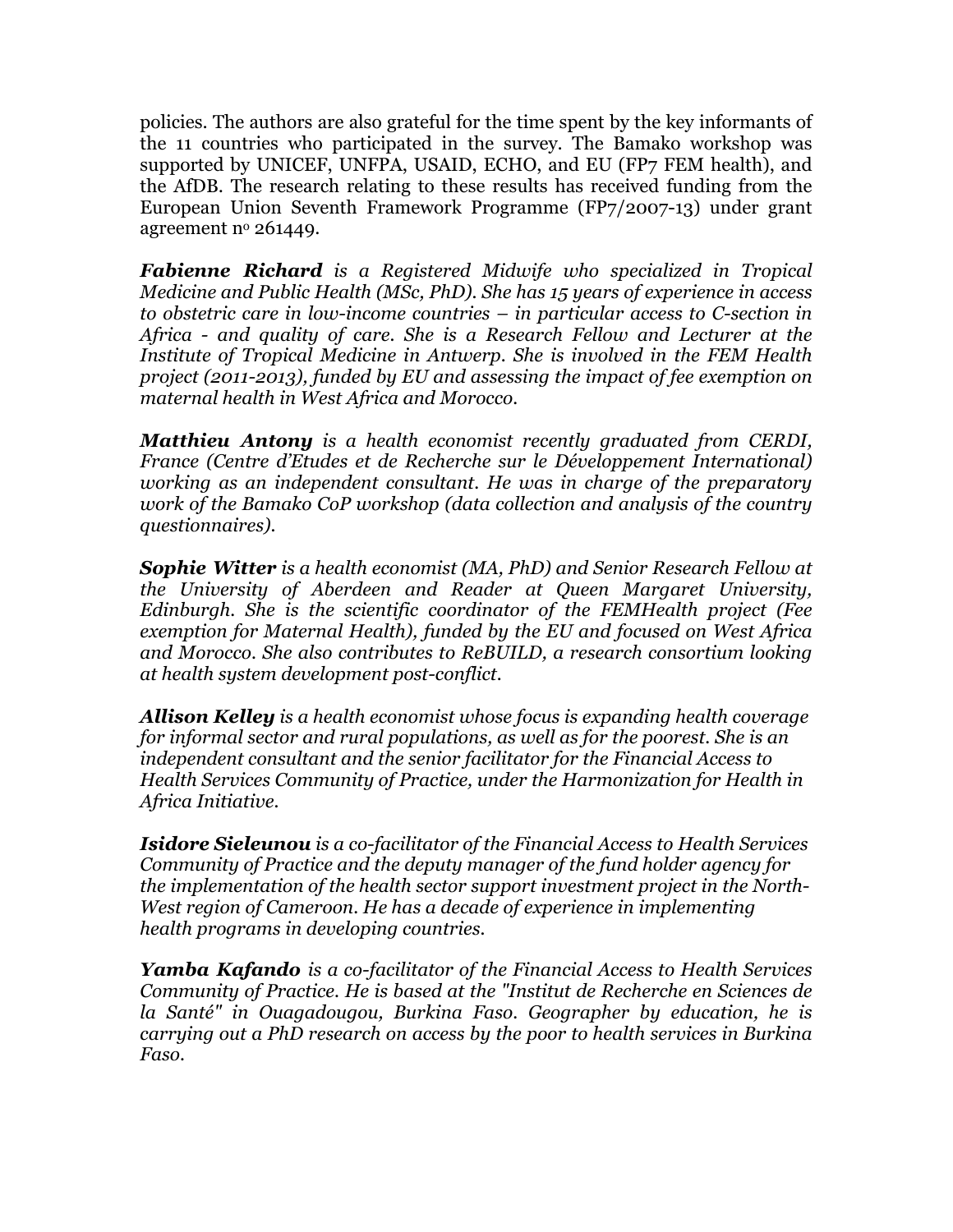policies. The authors are also grateful for the time spent by the key informants of the 11 countries who participated in the survey. The Bamako workshop was supported by UNICEF, UNFPA, USAID, ECHO, and EU (FP7 FEM health), and the AfDB. The research relating to these results has received funding from the European Union Seventh Framework Programme (FP7/2007-13) under grant agreement n° 261449.

***Fabienne Richard*** *is a Registered Midwife who specialized in Tropical Medicine and Public Health (MSc, PhD). She has 15 years of experience in access to obstetric care in low-income countries – in particular access to C-section in Africa - and quality of care. She is a Research Fellow and Lecturer at the Institute of Tropical Medicine in Antwerp. She is involved in the FEM Health project (2011-2013), funded by EU and assessing the impact of fee exemption on maternal health in West Africa and Morocco.*

***Matthieu Antony*** *is a health economist recently graduated from CERDI, France (Centre d'Etudes et de Recherche sur le Développement International) working as an independent consultant. He was in charge of the preparatory work of the Bamako CoP workshop (data collection and analysis of the country questionnaires).*

***Sophie Witter*** *is a health economist (MA, PhD) and Senior Research Fellow at the University of Aberdeen and Reader at Queen Margaret University, Edinburgh. She is the scientific coordinator of the FEMHealth project (Fee exemption for Maternal Health), funded by the EU and focused on West Africa and Morocco. She also contributes to ReBUILD, a research consortium looking at health system development post-conflict.*

***Allison Kelley*** *is a health economist whose focus is expanding health coverage for informal sector and rural populations, as well as for the poorest. She is an independent consultant and the senior facilitator for the Financial Access to Health Services Community of Practice, under the Harmonization for Health in Africa Initiative.*

***Isidore Sieleunou*** *is a co-facilitator of the Financial Access to Health Services Community of Practice and the deputy manager of the fund holder agency for the implementation of the health sector support investment project in the North-West region of Cameroon. He has a decade of experience in implementing health programs in developing countries.*

***Yamba Kafando*** *is a co-facilitator of the Financial Access to Health Services Community of Practice. He is based at the "Institut de Recherche en Sciences de la Santé" in Ouagadougou, Burkina Faso. Geographer by education, he is carrying out a PhD research on access by the poor to health services in Burkina Faso.*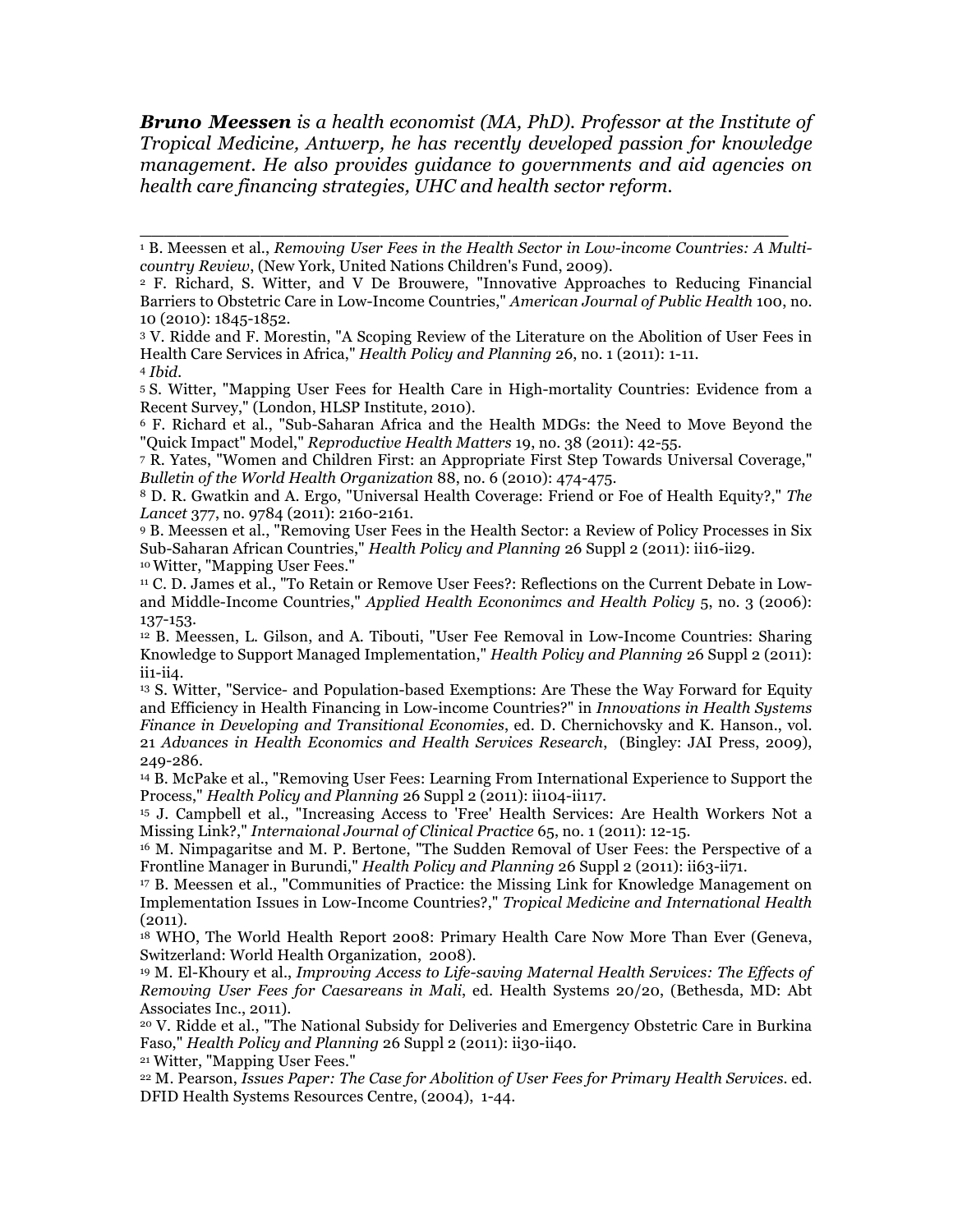***Bruno Meessen** is a health economist (MA, PhD). Professor at the Institute of Tropical Medicine, Antwerp, he has recently developed passion for knowledge management. He also provides guidance to governments and aid agencies on health care financing strategies, UHC and health sector reform.*

---

[1] B. Meessen et al., *Removing User Fees in the Health Sector in Low-income Countries: A Multi-country Review*, (New York, United Nations Children's Fund, 2009).

[2] F. Richard, S. Witter, and V De Brouwere, "Innovative Approaches to Reducing Financial Barriers to Obstetric Care in Low-Income Countries," *American Journal of Public Health* 100, no. 10 (2010): 1845-1852.

[3] V. Ridde and F. Morestin, "A Scoping Review of the Literature on the Abolition of User Fees in Health Care Services in Africa," *Health Policy and Planning* 26, no. 1 (2011): 1-11.

[4] *Ibid.*

[5] S. Witter, "Mapping User Fees for Health Care in High-mortality Countries: Evidence from a Recent Survey," (London, HLSP Institute, 2010).

[6] F. Richard et al., "Sub-Saharan Africa and the Health MDGs: the Need to Move Beyond the "Quick Impact" Model," *Reproductive Health Matters* 19, no. 38 (2011): 42-55.

[7] R. Yates, "Women and Children First: an Appropriate First Step Towards Universal Coverage," *Bulletin of the World Health Organization* 88, no. 6 (2010): 474-475.

[8] D. R. Gwatkin and A. Ergo, "Universal Health Coverage: Friend or Foe of Health Equity?," *The Lancet* 377, no. 9784 (2011): 2160-2161.

[9] B. Meessen et al., "Removing User Fees in the Health Sector: a Review of Policy Processes in Six Sub-Saharan African Countries," *Health Policy and Planning* 26 Suppl 2 (2011): ii16-ii29.

[10] Witter, "Mapping User Fees."

[11] C. D. James et al., "To Retain or Remove User Fees?: Reflections on the Current Debate in Low-and Middle-Income Countries," *Applied Health Econonimcs and Health Policy* 5, no. 3 (2006): 137-153.

[12] B. Meessen, L. Gilson, and A. Tibouti, "User Fee Removal in Low-Income Countries: Sharing Knowledge to Support Managed Implementation," *Health Policy and Planning* 26 Suppl 2 (2011): ii1-ii4.

[13] S. Witter, "Service- and Population-based Exemptions: Are These the Way Forward for Equity and Efficiency in Health Financing in Low-income Countries?" in *Innovations in Health Systems Finance in Developing and Transitional Economies*, ed. D. Chernichovsky and K. Hanson., vol. 21 *Advances in Health Economics and Health Services Research*, (Bingley: JAI Press, 2009), 249-286.

[14] B. McPake et al., "Removing User Fees: Learning From International Experience to Support the Process," *Health Policy and Planning* 26 Suppl 2 (2011): ii104-ii117.

[15] J. Campbell et al., "Increasing Access to 'Free' Health Services: Are Health Workers Not a Missing Link?," *Internaional Journal of Clinical Practice* 65, no. 1 (2011): 12-15.

[16] M. Nimpagaritse and M. P. Bertone, "The Sudden Removal of User Fees: the Perspective of a Frontline Manager in Burundi," *Health Policy and Planning* 26 Suppl 2 (2011): ii63-ii71.

[17] B. Meessen et al., "Communities of Practice: the Missing Link for Knowledge Management on Implementation Issues in Low-Income Countries?," *Tropical Medicine and International Health* (2011).

[18] WHO, The World Health Report 2008: Primary Health Care Now More Than Ever (Geneva, Switzerland: World Health Organization, 2008).

[19] M. El-Khoury et al., *Improving Access to Life-saving Maternal Health Services: The Effects of Removing User Fees for Caesareans in Mali*, ed. Health Systems 20/20, (Bethesda, MD: Abt Associates Inc., 2011).

[20] V. Ridde et al., "The National Subsidy for Deliveries and Emergency Obstetric Care in Burkina Faso," *Health Policy and Planning* 26 Suppl 2 (2011): ii30-ii40.

[21] Witter, "Mapping User Fees."

[22] M. Pearson, *Issues Paper: The Case for Abolition of User Fees for Primary Health Services*. ed. DFID Health Systems Resources Centre, (2004), 1-44.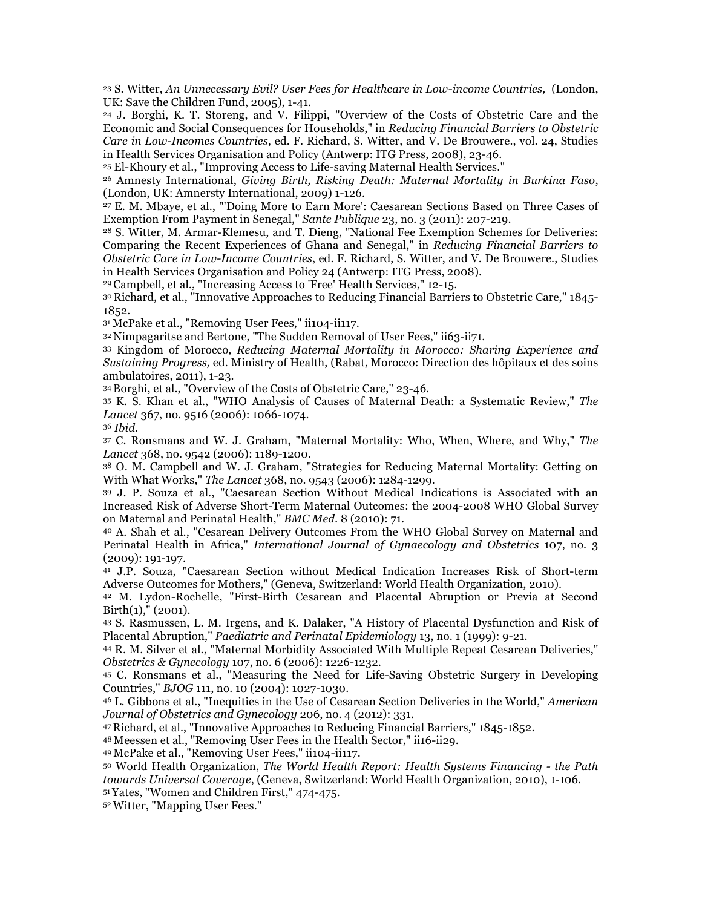[23] S. Witter, *An Unnecessary Evil? User Fees for Healthcare in Low-income Countries,* (London, UK: Save the Children Fund, 2005), 1-41.

[24] J. Borghi, K. T. Storeng, and V. Filippi, "Overview of the Costs of Obstetric Care and the Economic and Social Consequences for Households," in *Reducing Financial Barriers to Obstetric Care in Low-Incomes Countries*, ed. F. Richard, S. Witter, and V. De Brouwere., vol. 24, Studies in Health Services Organisation and Policy (Antwerp: ITG Press, 2008), 23-46.

[25] El-Khoury et al., "Improving Access to Life-saving Maternal Health Services."

[26] Amnesty International, *Giving Birth, Risking Death: Maternal Mortality in Burkina Faso*, (London, UK: Amnersty International, 2009) 1-126.

[27] E. M. Mbaye, et al., "'Doing More to Earn More': Caesarean Sections Based on Three Cases of Exemption From Payment in Senegal," *Sante Publique* 23, no. 3 (2011): 207-219.

[28] S. Witter, M. Armar-Klemesu, and T. Dieng, "National Fee Exemption Schemes for Deliveries: Comparing the Recent Experiences of Ghana and Senegal," in *Reducing Financial Barriers to Obstetric Care in Low-Income Countries*, ed. F. Richard, S. Witter, and V. De Brouwere., Studies in Health Services Organisation and Policy 24 (Antwerp: ITG Press, 2008).

[29] Campbell, et al., "Increasing Access to 'Free' Health Services," 12-15.

[30] Richard, et al., "Innovative Approaches to Reducing Financial Barriers to Obstetric Care," 1845-1852.

[31] McPake et al., "Removing User Fees," ii104-ii117.

[32] Nimpagaritse and Bertone, "The Sudden Removal of User Fees," ii63-ii71.

[33] Kingdom of Morocco, *Reducing Maternal Mortality in Morocco: Sharing Experience and Sustaining Progress,* ed. Ministry of Health, (Rabat, Morocco: Direction des hôpitaux et des soins ambulatoires, 2011), 1-23.

[34] Borghi, et al., "Overview of the Costs of Obstetric Care," 23-46.

[35] K. S. Khan et al., "WHO Analysis of Causes of Maternal Death: a Systematic Review," *The Lancet* 367, no. 9516 (2006): 1066-1074.

[36] *Ibid.*

[37] C. Ronsmans and W. J. Graham, "Maternal Mortality: Who, When, Where, and Why," *The Lancet* 368, no. 9542 (2006): 1189-1200.

[38] O. M. Campbell and W. J. Graham, "Strategies for Reducing Maternal Mortality: Getting on With What Works," *The Lancet* 368, no. 9543 (2006): 1284-1299.

[39] J. P. Souza et al., "Caesarean Section Without Medical Indications is Associated with an Increased Risk of Adverse Short-Term Maternal Outcomes: the 2004-2008 WHO Global Survey on Maternal and Perinatal Health," *BMC Med.* 8 (2010): 71.

[40] A. Shah et al., "Cesarean Delivery Outcomes From the WHO Global Survey on Maternal and Perinatal Health in Africa," *International Journal of Gynaecology and Obstetrics* 107, no. 3 (2009): 191-197.

[41] J.P. Souza, "Caesarean Section without Medical Indication Increases Risk of Short-term Adverse Outcomes for Mothers," (Geneva, Switzerland: World Health Organization, 2010).

[42] M. Lydon-Rochelle, "First-Birth Cesarean and Placental Abruption or Previa at Second Birth(1)," (2001).

[43] S. Rasmussen, L. M. Irgens, and K. Dalaker, "A History of Placental Dysfunction and Risk of Placental Abruption," *Paediatric and Perinatal Epidemiology* 13, no. 1 (1999): 9-21.

[44] R. M. Silver et al., "Maternal Morbidity Associated With Multiple Repeat Cesarean Deliveries," *Obstetrics & Gynecology* 107, no. 6 (2006): 1226-1232.

[45] C. Ronsmans et al., "Measuring the Need for Life-Saving Obstetric Surgery in Developing Countries," *BJOG* 111, no. 10 (2004): 1027-1030.

[46] L. Gibbons et al., "Inequities in the Use of Cesarean Section Deliveries in the World," *American Journal of Obstetrics and Gynecology* 206, no. 4 (2012): 331.

[47] Richard, et al., "Innovative Approaches to Reducing Financial Barriers," 1845-1852.

[48] Meessen et al., "Removing User Fees in the Health Sector," ii16-ii29.

[49] McPake et al., "Removing User Fees," ii104-ii117.

[50] World Health Organization, *The World Health Report: Health Systems Financing - the Path towards Universal Coverage*, (Geneva, Switzerland: World Health Organization, 2010), 1-106.

[51] Yates, "Women and Children First," 474-475.

[52] Witter, "Mapping User Fees."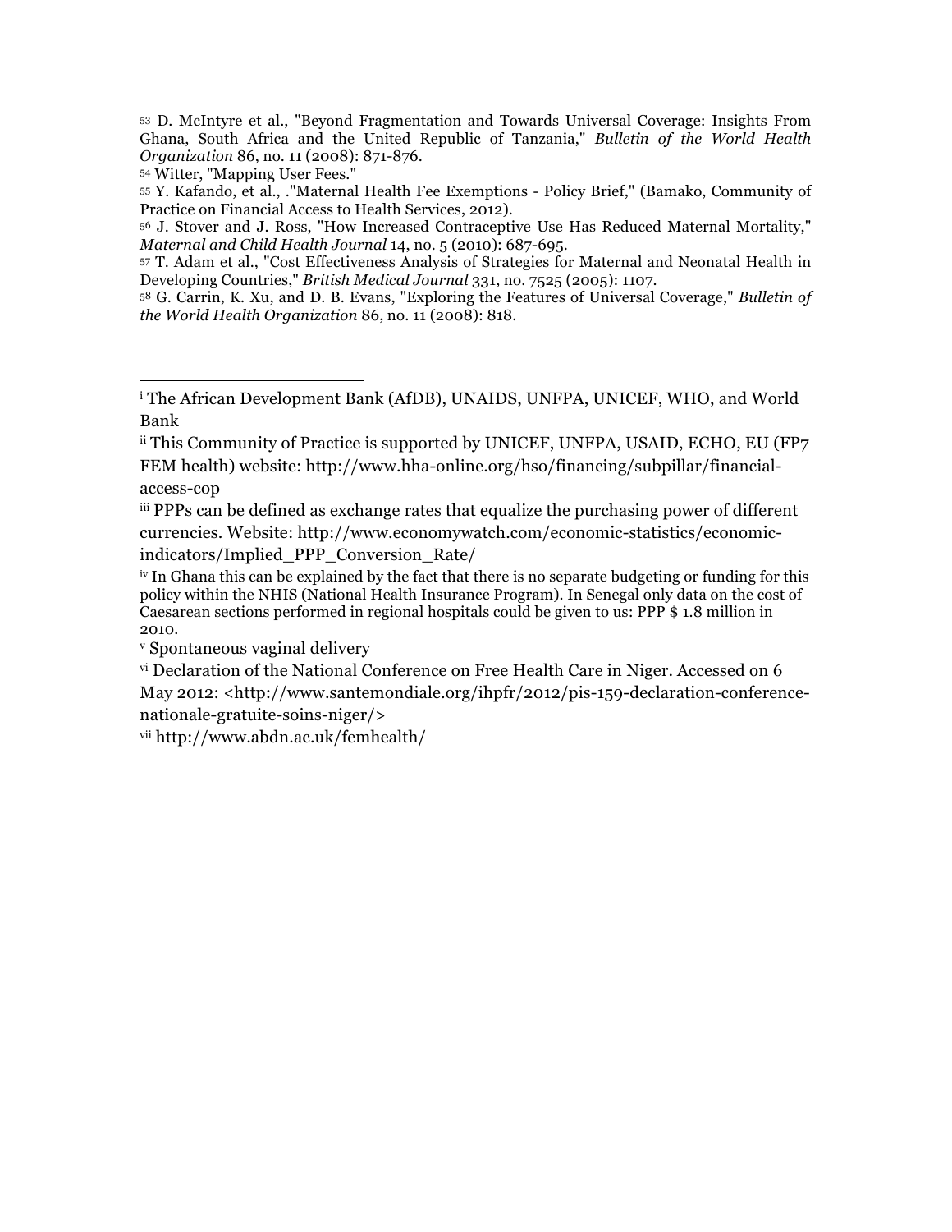[53] D. McIntyre et al., "Beyond Fragmentation and Towards Universal Coverage: Insights From Ghana, South Africa and the United Republic of Tanzania," *Bulletin of the World Health Organization* 86, no. 11 (2008): 871-876.

[54] Witter, "Mapping User Fees."

[55] Y. Kafando, et al., ."Maternal Health Fee Exemptions - Policy Brief," (Bamako, Community of Practice on Financial Access to Health Services, 2012).

[56] J. Stover and J. Ross, "How Increased Contraceptive Use Has Reduced Maternal Mortality," *Maternal and Child Health Journal* 14, no. 5 (2010): 687-695.

[57] T. Adam et al., "Cost Effectiveness Analysis of Strategies for Maternal and Neonatal Health in Developing Countries," *British Medical Journal* 331, no. 7525 (2005): 1107.

[58] G. Carrin, K. Xu, and D. B. Evans, "Exploring the Features of Universal Coverage," *Bulletin of the World Health Organization* 86, no. 11 (2008): 818.

---

[i] The African Development Bank (AfDB), UNAIDS, UNFPA, UNICEF, WHO, and World Bank

[ii] This Community of Practice is supported by UNICEF, UNFPA, USAID, ECHO, EU (FP7 FEM health) website: http://www.hha-online.org/hso/financing/subpillar/financial-access-cop

[iii] PPPs can be defined as exchange rates that equalize the purchasing power of different currencies. Website: http://www.economywatch.com/economic-statistics/economic-indicators/Implied_PPP_Conversion_Rate/

[iv] In Ghana this can be explained by the fact that there is no separate budgeting or funding for this policy within the NHIS (National Health Insurance Program). In Senegal only data on the cost of Caesarean sections performed in regional hospitals could be given to us: PPP $ 1.8 million in 2010.

[v] Spontaneous vaginal delivery

[vi] Declaration of the National Conference on Free Health Care in Niger. Accessed on 6 May 2012: <http://www.santemondiale.org/ihpfr/2012/pis-159-declaration-conference-nationale-gratuite-soins-niger/>

[vii] http://www.abdn.ac.uk/femhealth/